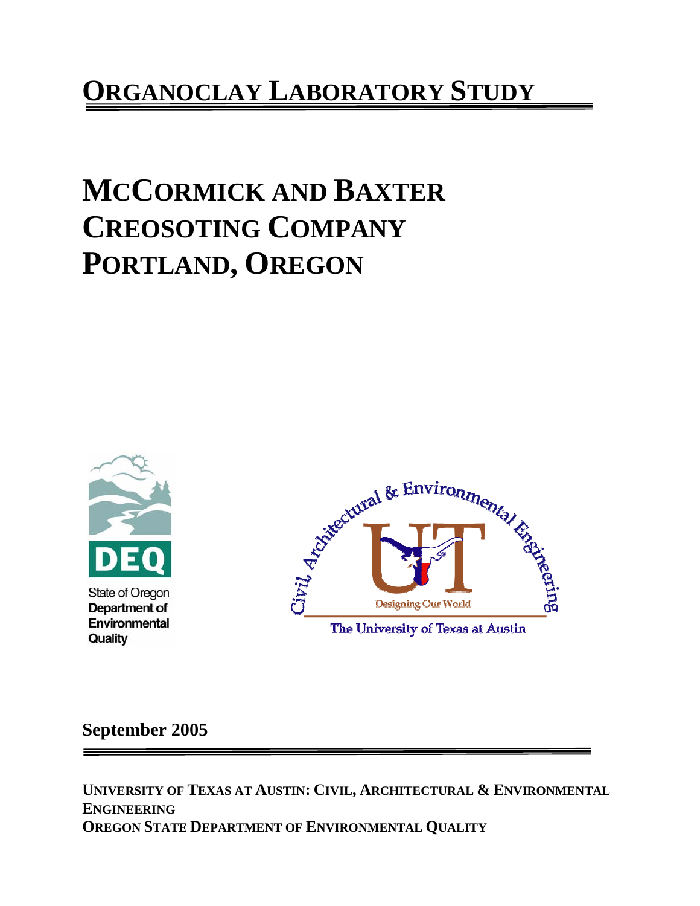# ORGANOCLAY LABORATORY STUDY

# MCCORMICK AND BAXTER CREOSOTING COMPANY PORTLAND, OREGON

State of Oregon
**Department of Environmental Quality**

Civil, Architectural & Environmental Engineering

Designing Our World

The University of Texas at Austin

**September 2005**

**UNIVERSITY OF TEXAS AT AUSTIN: CIVIL, ARCHITECTURAL & ENVIRONMENTAL ENGINEERING**
**OREGON STATE DEPARTMENT OF ENVIRONMENTAL QUALITY**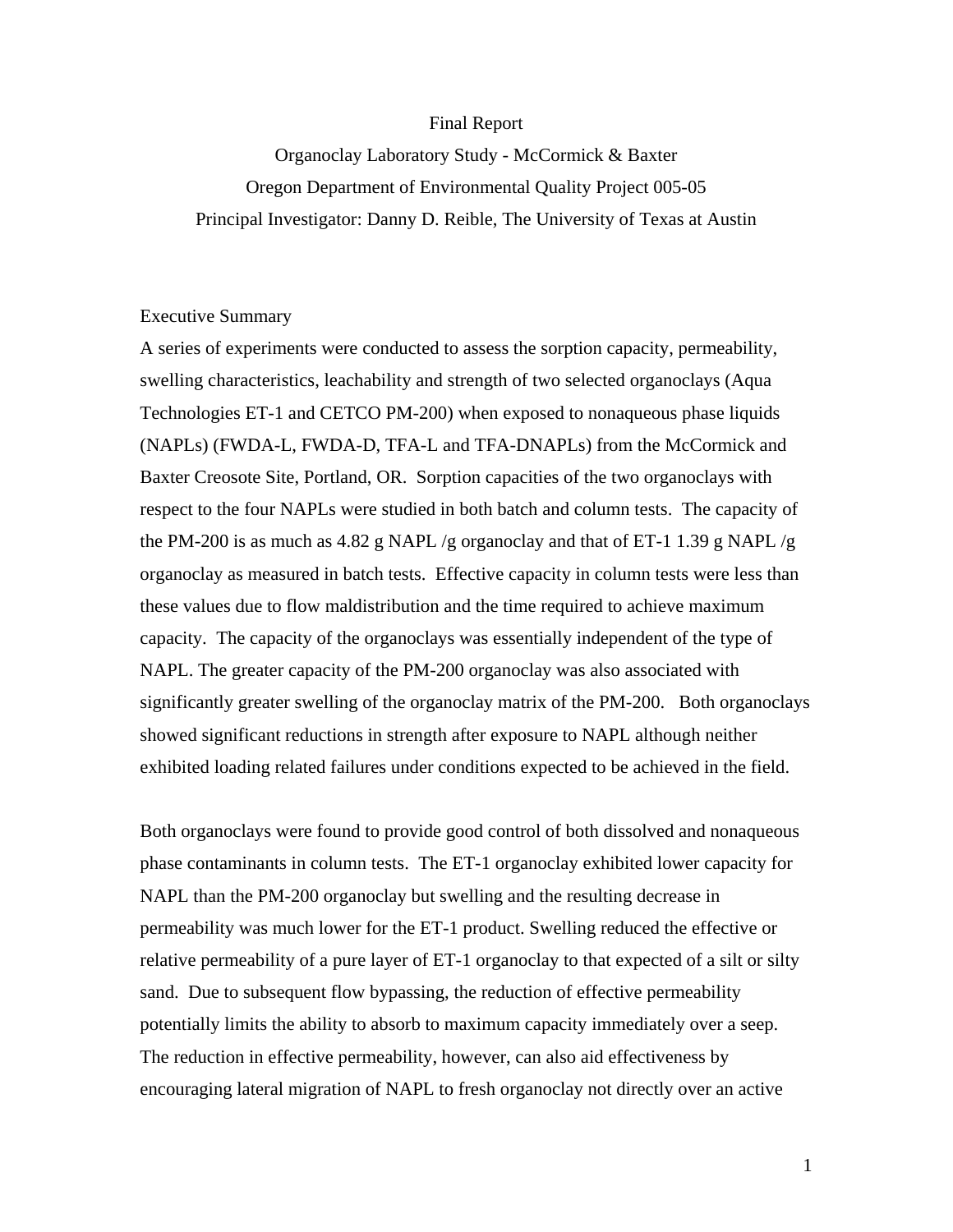Final Report

Organoclay Laboratory Study - McCormick & Baxter

Oregon Department of Environmental Quality Project 005-05

Principal Investigator: Danny D. Reible, The University of Texas at Austin

## Executive Summary

A series of experiments were conducted to assess the sorption capacity, permeability, swelling characteristics, leachability and strength of two selected organoclays (Aqua Technologies ET-1 and CETCO PM-200) when exposed to nonaqueous phase liquids (NAPLs) (FWDA-L, FWDA-D, TFA-L and TFA-DNAPLs) from the McCormick and Baxter Creosote Site, Portland, OR. Sorption capacities of the two organoclays with respect to the four NAPLs were studied in both batch and column tests. The capacity of the PM-200 is as much as 4.82 g NAPL /g organoclay and that of ET-1 1.39 g NAPL /g organoclay as measured in batch tests. Effective capacity in column tests were less than these values due to flow maldistribution and the time required to achieve maximum capacity. The capacity of the organoclays was essentially independent of the type of NAPL. The greater capacity of the PM-200 organoclay was also associated with significantly greater swelling of the organoclay matrix of the PM-200. Both organoclays showed significant reductions in strength after exposure to NAPL although neither exhibited loading related failures under conditions expected to be achieved in the field.

Both organoclays were found to provide good control of both dissolved and nonaqueous phase contaminants in column tests. The ET-1 organoclay exhibited lower capacity for NAPL than the PM-200 organoclay but swelling and the resulting decrease in permeability was much lower for the ET-1 product. Swelling reduced the effective or relative permeability of a pure layer of ET-1 organoclay to that expected of a silt or silty sand. Due to subsequent flow bypassing, the reduction of effective permeability potentially limits the ability to absorb to maximum capacity immediately over a seep. The reduction in effective permeability, however, can also aid effectiveness by encouraging lateral migration of NAPL to fresh organoclay not directly over an active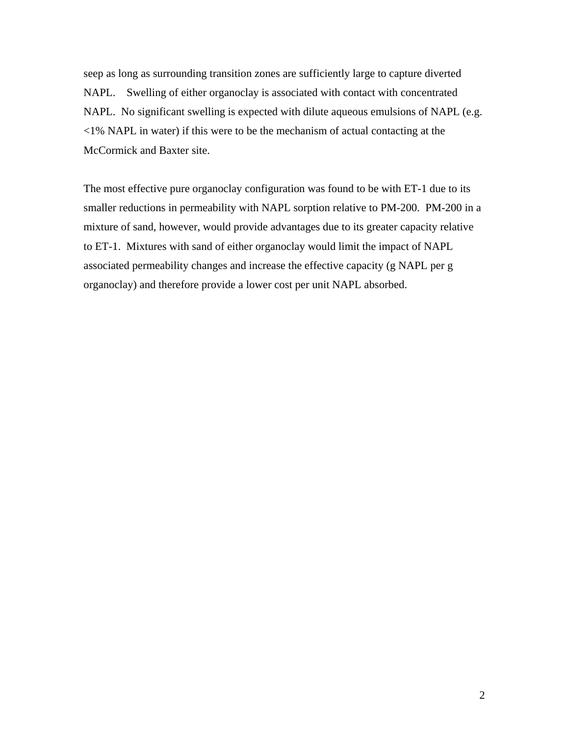seep as long as surrounding transition zones are sufficiently large to capture diverted NAPL. Swelling of either organoclay is associated with contact with concentrated NAPL. No significant swelling is expected with dilute aqueous emulsions of NAPL (e.g. <1% NAPL in water) if this were to be the mechanism of actual contacting at the McCormick and Baxter site.

The most effective pure organoclay configuration was found to be with ET-1 due to its smaller reductions in permeability with NAPL sorption relative to PM-200. PM-200 in a mixture of sand, however, would provide advantages due to its greater capacity relative to ET-1. Mixtures with sand of either organoclay would limit the impact of NAPL associated permeability changes and increase the effective capacity (g NAPL per g organoclay) and therefore provide a lower cost per unit NAPL absorbed.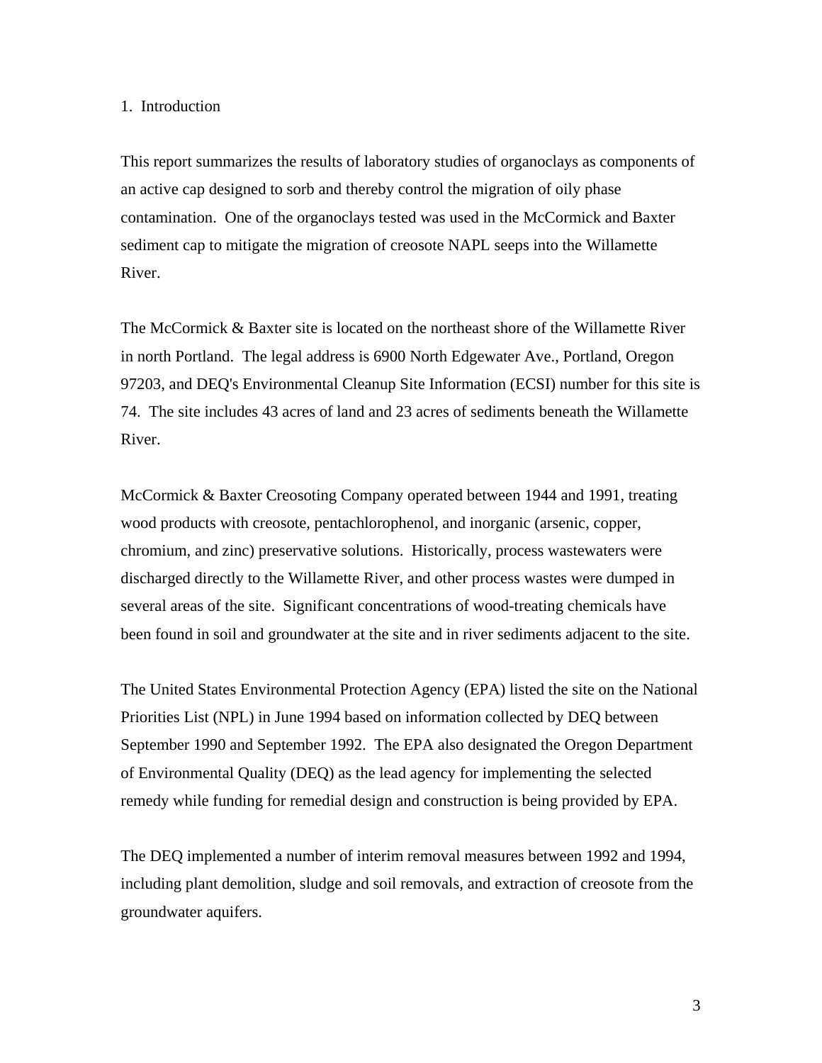# 1. Introduction

This report summarizes the results of laboratory studies of organoclays as components of an active cap designed to sorb and thereby control the migration of oily phase contamination. One of the organoclays tested was used in the McCormick and Baxter sediment cap to mitigate the migration of creosote NAPL seeps into the Willamette River.

The McCormick & Baxter site is located on the northeast shore of the Willamette River in north Portland. The legal address is 6900 North Edgewater Ave., Portland, Oregon 97203, and DEQ's Environmental Cleanup Site Information (ECSI) number for this site is 74. The site includes 43 acres of land and 23 acres of sediments beneath the Willamette River.

McCormick & Baxter Creosoting Company operated between 1944 and 1991, treating wood products with creosote, pentachlorophenol, and inorganic (arsenic, copper, chromium, and zinc) preservative solutions. Historically, process wastewaters were discharged directly to the Willamette River, and other process wastes were dumped in several areas of the site. Significant concentrations of wood-treating chemicals have been found in soil and groundwater at the site and in river sediments adjacent to the site.

The United States Environmental Protection Agency (EPA) listed the site on the National Priorities List (NPL) in June 1994 based on information collected by DEQ between September 1990 and September 1992. The EPA also designated the Oregon Department of Environmental Quality (DEQ) as the lead agency for implementing the selected remedy while funding for remedial design and construction is being provided by EPA.

The DEQ implemented a number of interim removal measures between 1992 and 1994, including plant demolition, sludge and soil removals, and extraction of creosote from the groundwater aquifers.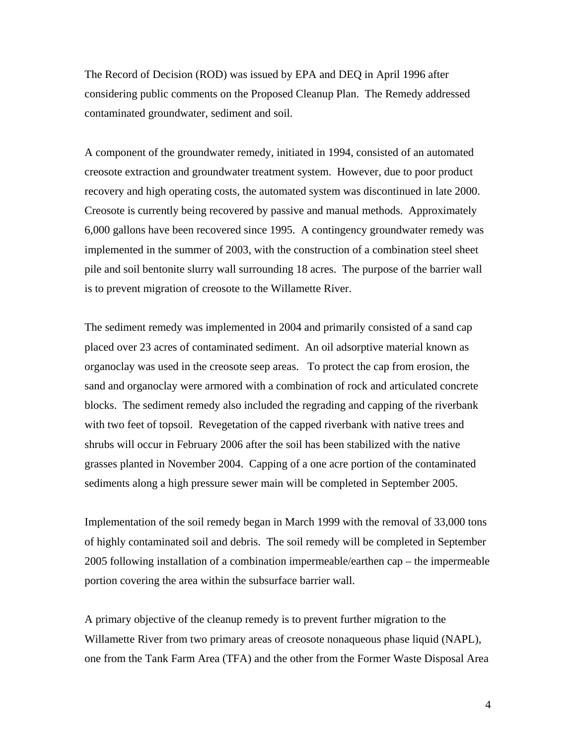The Record of Decision (ROD) was issued by EPA and DEQ in April 1996 after considering public comments on the Proposed Cleanup Plan. The Remedy addressed contaminated groundwater, sediment and soil.

A component of the groundwater remedy, initiated in 1994, consisted of an automated creosote extraction and groundwater treatment system. However, due to poor product recovery and high operating costs, the automated system was discontinued in late 2000. Creosote is currently being recovered by passive and manual methods. Approximately 6,000 gallons have been recovered since 1995. A contingency groundwater remedy was implemented in the summer of 2003, with the construction of a combination steel sheet pile and soil bentonite slurry wall surrounding 18 acres. The purpose of the barrier wall is to prevent migration of creosote to the Willamette River.

The sediment remedy was implemented in 2004 and primarily consisted of a sand cap placed over 23 acres of contaminated sediment. An oil adsorptive material known as organoclay was used in the creosote seep areas. To protect the cap from erosion, the sand and organoclay were armored with a combination of rock and articulated concrete blocks. The sediment remedy also included the regrading and capping of the riverbank with two feet of topsoil. Revegetation of the capped riverbank with native trees and shrubs will occur in February 2006 after the soil has been stabilized with the native grasses planted in November 2004. Capping of a one acre portion of the contaminated sediments along a high pressure sewer main will be completed in September 2005.

Implementation of the soil remedy began in March 1999 with the removal of 33,000 tons of highly contaminated soil and debris. The soil remedy will be completed in September 2005 following installation of a combination impermeable/earthen cap – the impermeable portion covering the area within the subsurface barrier wall.

A primary objective of the cleanup remedy is to prevent further migration to the Willamette River from two primary areas of creosote nonaqueous phase liquid (NAPL), one from the Tank Farm Area (TFA) and the other from the Former Waste Disposal Area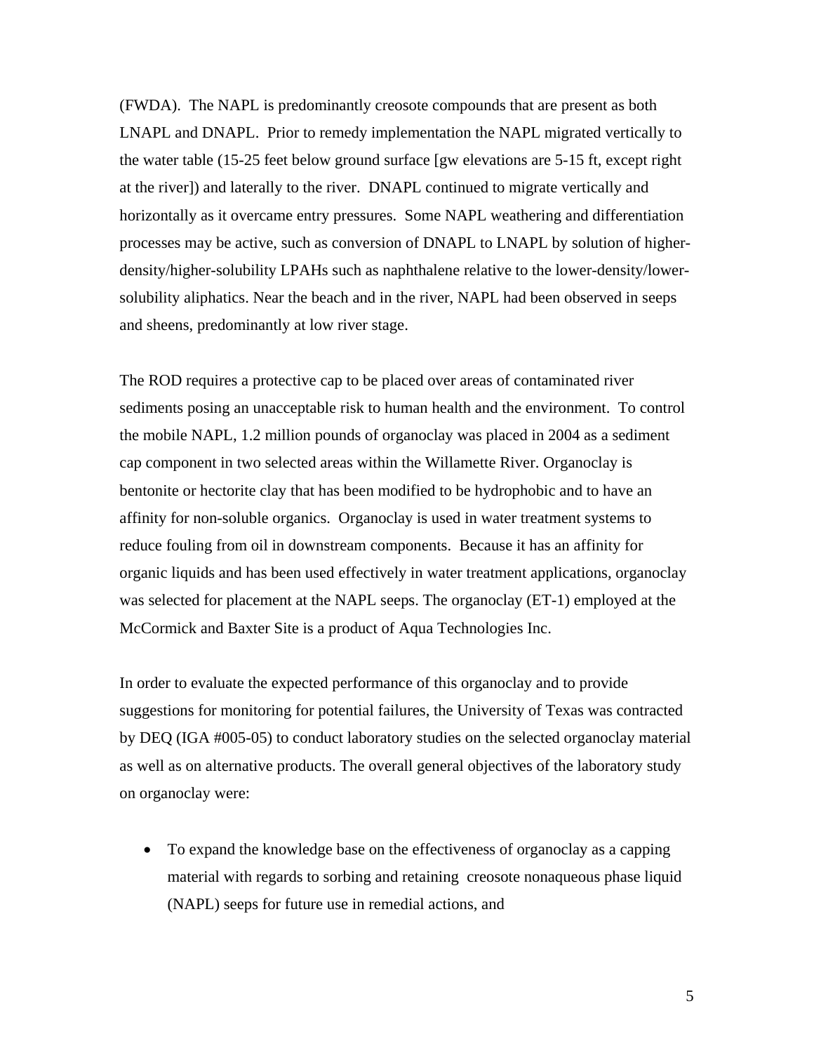(FWDA). The NAPL is predominantly creosote compounds that are present as both LNAPL and DNAPL. Prior to remedy implementation the NAPL migrated vertically to the water table (15-25 feet below ground surface [gw elevations are 5-15 ft, except right at the river]) and laterally to the river. DNAPL continued to migrate vertically and horizontally as it overcame entry pressures. Some NAPL weathering and differentiation processes may be active, such as conversion of DNAPL to LNAPL by solution of higher-density/higher-solubility LPAHs such as naphthalene relative to the lower-density/lower-solubility aliphatics. Near the beach and in the river, NAPL had been observed in seeps and sheens, predominantly at low river stage.

The ROD requires a protective cap to be placed over areas of contaminated river sediments posing an unacceptable risk to human health and the environment. To control the mobile NAPL, 1.2 million pounds of organoclay was placed in 2004 as a sediment cap component in two selected areas within the Willamette River. Organoclay is bentonite or hectorite clay that has been modified to be hydrophobic and to have an affinity for non-soluble organics. Organoclay is used in water treatment systems to reduce fouling from oil in downstream components. Because it has an affinity for organic liquids and has been used effectively in water treatment applications, organoclay was selected for placement at the NAPL seeps. The organoclay (ET-1) employed at the McCormick and Baxter Site is a product of Aqua Technologies Inc.

In order to evaluate the expected performance of this organoclay and to provide suggestions for monitoring for potential failures, the University of Texas was contracted by DEQ (IGA #005-05) to conduct laboratory studies on the selected organoclay material as well as on alternative products. The overall general objectives of the laboratory study on organoclay were:

- To expand the knowledge base on the effectiveness of organoclay as a capping material with regards to sorbing and retaining creosote nonaqueous phase liquid (NAPL) seeps for future use in remedial actions, and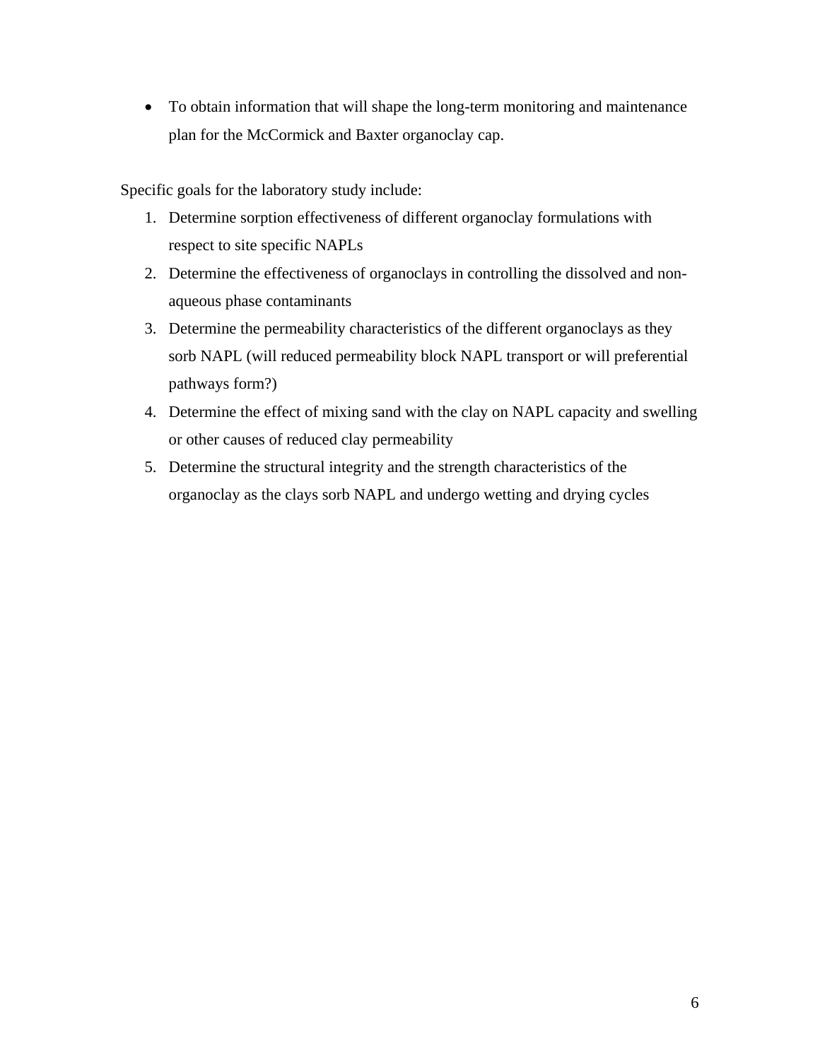- To obtain information that will shape the long-term monitoring and maintenance plan for the McCormick and Baxter organoclay cap.

Specific goals for the laboratory study include:

1. Determine sorption effectiveness of different organoclay formulations with respect to site specific NAPLs
2. Determine the effectiveness of organoclays in controlling the dissolved and non-aqueous phase contaminants
3. Determine the permeability characteristics of the different organoclays as they sorb NAPL (will reduced permeability block NAPL transport or will preferential pathways form?)
4. Determine the effect of mixing sand with the clay on NAPL capacity and swelling or other causes of reduced clay permeability
5. Determine the structural integrity and the strength characteristics of the organoclay as the clays sorb NAPL and undergo wetting and drying cycles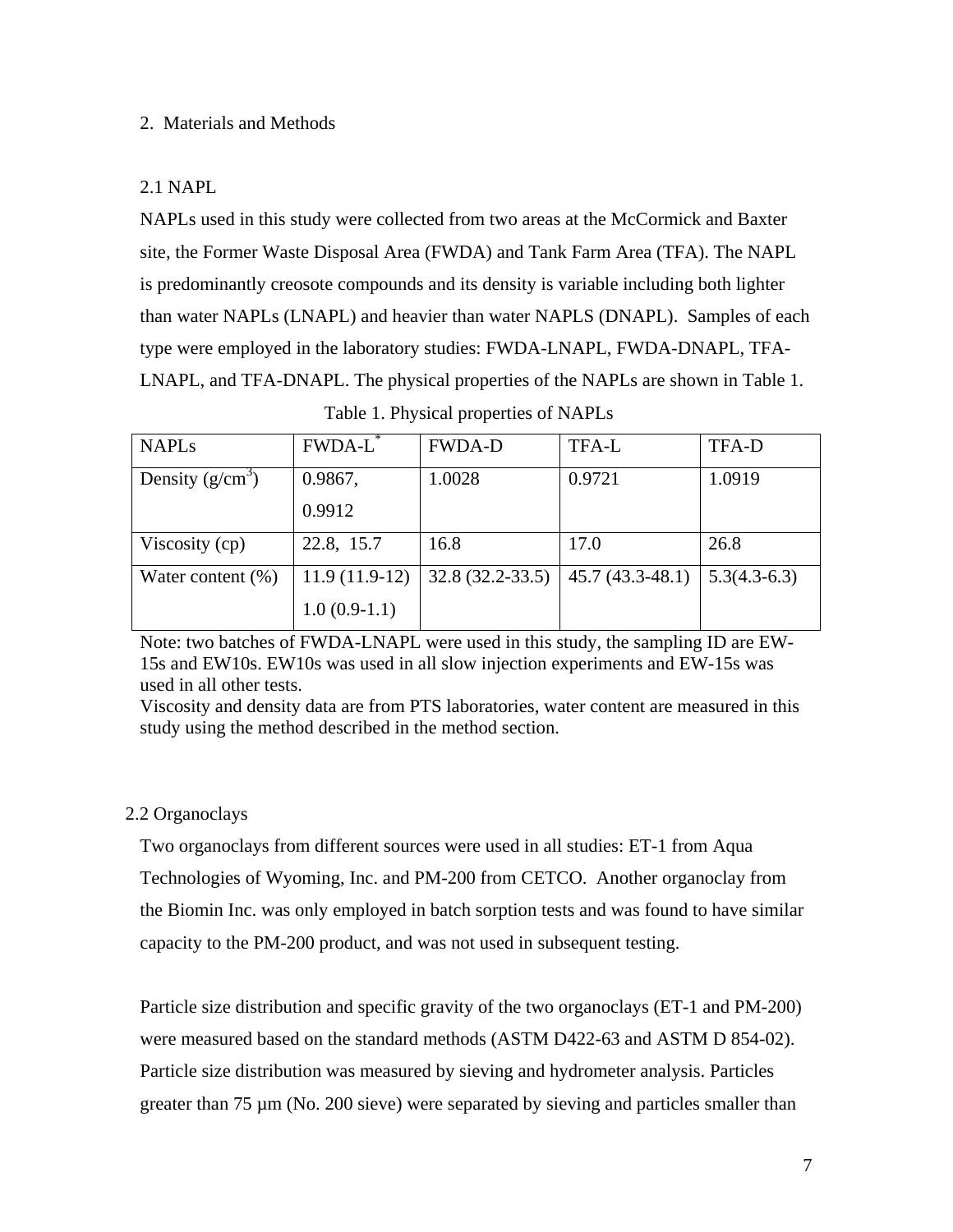## 2. Materials and Methods

### 2.1 NAPL

NAPLs used in this study were collected from two areas at the McCormick and Baxter site, the Former Waste Disposal Area (FWDA) and Tank Farm Area (TFA). The NAPL is predominantly creosote compounds and its density is variable including both lighter than water NAPLs (LNAPL) and heavier than water NAPLS (DNAPL). Samples of each type were employed in the laboratory studies: FWDA-LNAPL, FWDA-DNAPL, TFA-LNAPL, and TFA-DNAPL. The physical properties of the NAPLs are shown in Table 1.

Table 1. Physical properties of NAPLs

| NAPLs | FWDA-L* | FWDA-D | TFA-L | TFA-D |
| --- | --- | --- | --- | --- |
| Density ($g/cm^3$) | 0.9867, 0.9912 | 1.0028 | 0.9721 | 1.0919 |
| Viscosity (cp) | 22.8, 15.7 | 16.8 | 17.0 | 26.8 |
| Water content (%) | 11.9 (11.9-12) 1.0 (0.9-1.1) | 32.8 (32.2-33.5) | 45.7 (43.3-48.1) | 5.3(4.3-6.3) |

Note: two batches of FWDA-LNAPL were used in this study, the sampling ID are EW-15s and EW10s. EW10s was used in all slow injection experiments and EW-15s was used in all other tests.
Viscosity and density data are from PTS laboratories, water content are measured in this study using the method described in the method section.

### 2.2 Organoclays

Two organoclays from different sources were used in all studies: ET-1 from Aqua Technologies of Wyoming, Inc. and PM-200 from CETCO. Another organoclay from the Biomin Inc. was only employed in batch sorption tests and was found to have similar capacity to the PM-200 product, and was not used in subsequent testing.

Particle size distribution and specific gravity of the two organoclays (ET-1 and PM-200) were measured based on the standard methods (ASTM D422-63 and ASTM D 854-02). Particle size distribution was measured by sieving and hydrometer analysis. Particles greater than 75 µm (No. 200 sieve) were separated by sieving and particles smaller than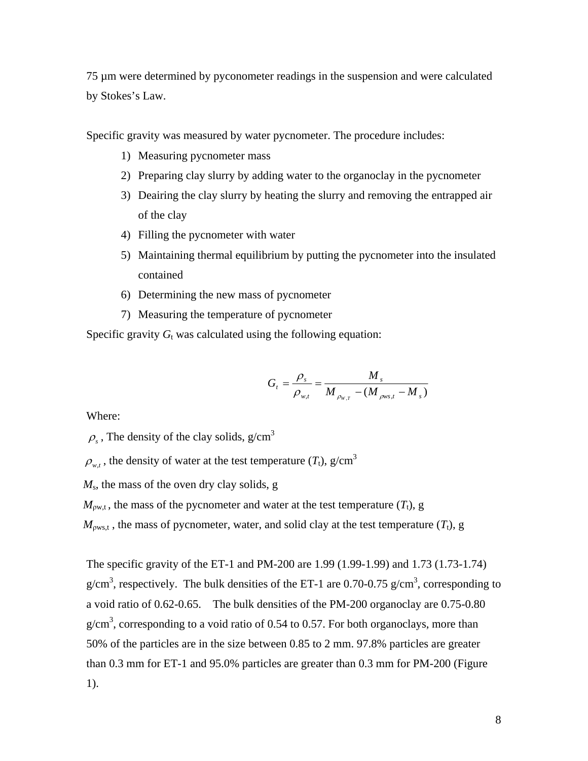75 μm were determined by pyconometer readings in the suspension and were calculated by Stokes's Law.

Specific gravity was measured by water pycnometer. The procedure includes:

1) Measuring pycnometer mass
2) Preparing clay slurry by adding water to the organoclay in the pycnometer
3) Deairing the clay slurry by heating the slurry and removing the entrapped air of the clay
4) Filling the pycnometer with water
5) Maintaining thermal equilibrium by putting the pycnometer into the insulated contained
6) Determining the new mass of pycnometer
7) Measuring the temperature of pycnometer

Specific gravity $G_t$ was calculated using the following equation:

$$G_t = \frac{\rho_s}{\rho_{w,t}} = \frac{M_s}{M_{\rho w,T} - (M_{\rho ws,t} - M_s)}$$

Where:

$\rho_s$ , The density of the clay solids, g/cm$^3$

$\rho_{w,t}$ , the density of water at the test temperature ($T_t$), g/cm$^3$

$M_s$, the mass of the oven dry clay solids, g

$M_{\rho w,t}$ , the mass of the pycnometer and water at the test temperature ($T_t$), g

$M_{\rho ws,t}$ , the mass of pycnometer, water, and solid clay at the test temperature ($T_t$), g

The specific gravity of the ET-1 and PM-200 are 1.99 (1.99-1.99) and 1.73 (1.73-1.74) g/cm$^3$, respectively. The bulk densities of the ET-1 are 0.70-0.75 g/cm$^3$, corresponding to a void ratio of 0.62-0.65. The bulk densities of the PM-200 organoclay are 0.75-0.80 g/cm$^3$, corresponding to a void ratio of 0.54 to 0.57. For both organoclays, more than 50% of the particles are in the size between 0.85 to 2 mm. 97.8% particles are greater than 0.3 mm for ET-1 and 95.0% particles are greater than 0.3 mm for PM-200 (Figure 1).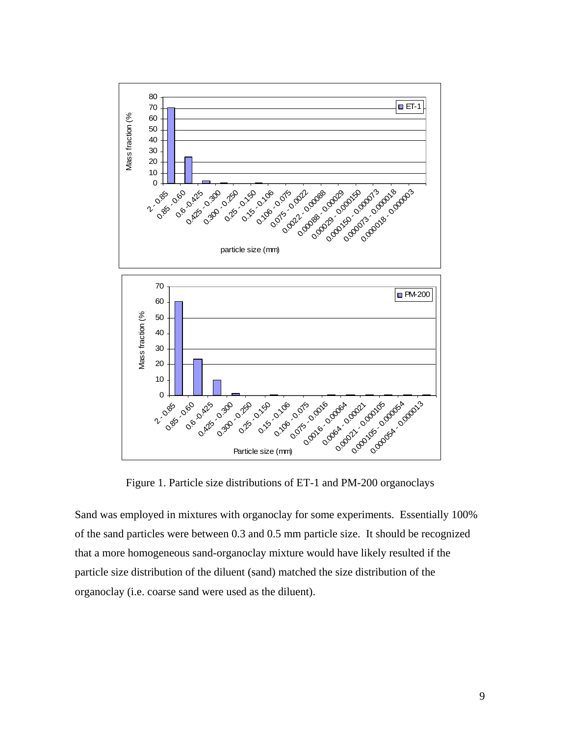Figure 1. Particle size distributions of ET-1 and PM-200 organoclays

Sand was employed in mixtures with organoclay for some experiments. Essentially 100% of the sand particles were between 0.3 and 0.5 mm particle size. It should be recognized that a more homogeneous sand-organoclay mixture would have likely resulted if the particle size distribution of the diluent (sand) matched the size distribution of the organoclay (i.e. coarse sand were used as the diluent).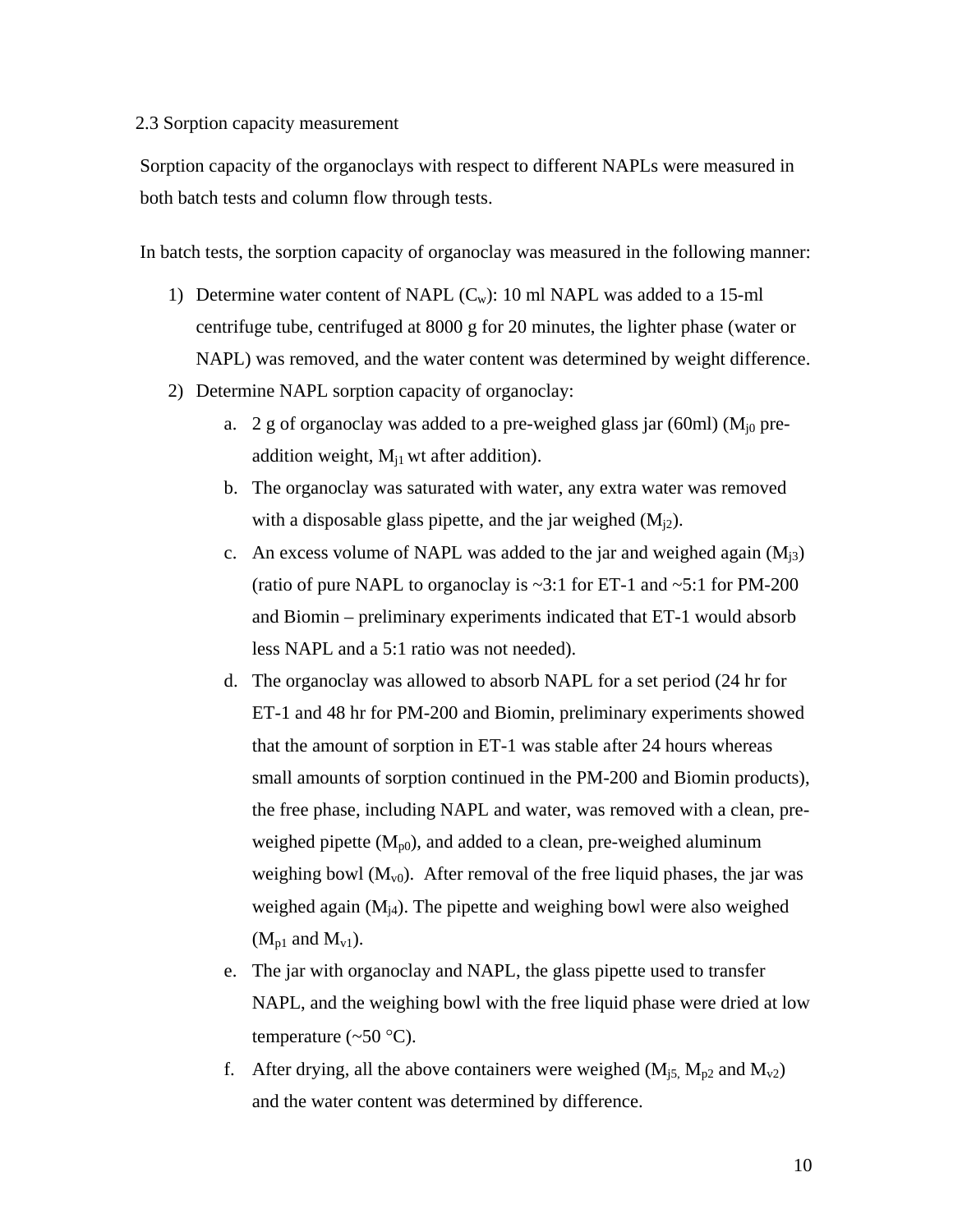### 2.3 Sorption capacity measurement

Sorption capacity of the organoclays with respect to different NAPLs were measured in both batch tests and column flow through tests.

In batch tests, the sorption capacity of organoclay was measured in the following manner:

1) Determine water content of NAPL ($C_w$): 10 ml NAPL was added to a 15-ml centrifuge tube, centrifuged at 8000 g for 20 minutes, the lighter phase (water or NAPL) was removed, and the water content was determined by weight difference.
2) Determine NAPL sorption capacity of organoclay:
   a. 2 g of organoclay was added to a pre-weighed glass jar (60ml) ($M_{j0}$ pre-addition weight, $M_{j1}$ wt after addition).
   b. The organoclay was saturated with water, any extra water was removed with a disposable glass pipette, and the jar weighed ($M_{j2}$).
   c. An excess volume of NAPL was added to the jar and weighed again ($M_{j3}$) (ratio of pure NAPL to organoclay is ~3:1 for ET-1 and ~5:1 for PM-200 and Biomin – preliminary experiments indicated that ET-1 would absorb less NAPL and a 5:1 ratio was not needed).
   d. The organoclay was allowed to absorb NAPL for a set period (24 hr for ET-1 and 48 hr for PM-200 and Biomin, preliminary experiments showed that the amount of sorption in ET-1 was stable after 24 hours whereas small amounts of sorption continued in the PM-200 and Biomin products), the free phase, including NAPL and water, was removed with a clean, pre-weighed pipette ($M_{p0}$), and added to a clean, pre-weighed aluminum weighing bowl ($M_{v0}$). After removal of the free liquid phases, the jar was weighed again ($M_{j4}$). The pipette and weighing bowl were also weighed ($M_{p1}$ and $M_{v1}$).
   e. The jar with organoclay and NAPL, the glass pipette used to transfer NAPL, and the weighing bowl with the free liquid phase were dried at low temperature (~50 °C).
   f. After drying, all the above containers were weighed ($M_{j5}$, $M_{p2}$ and $M_{v2}$) and the water content was determined by difference.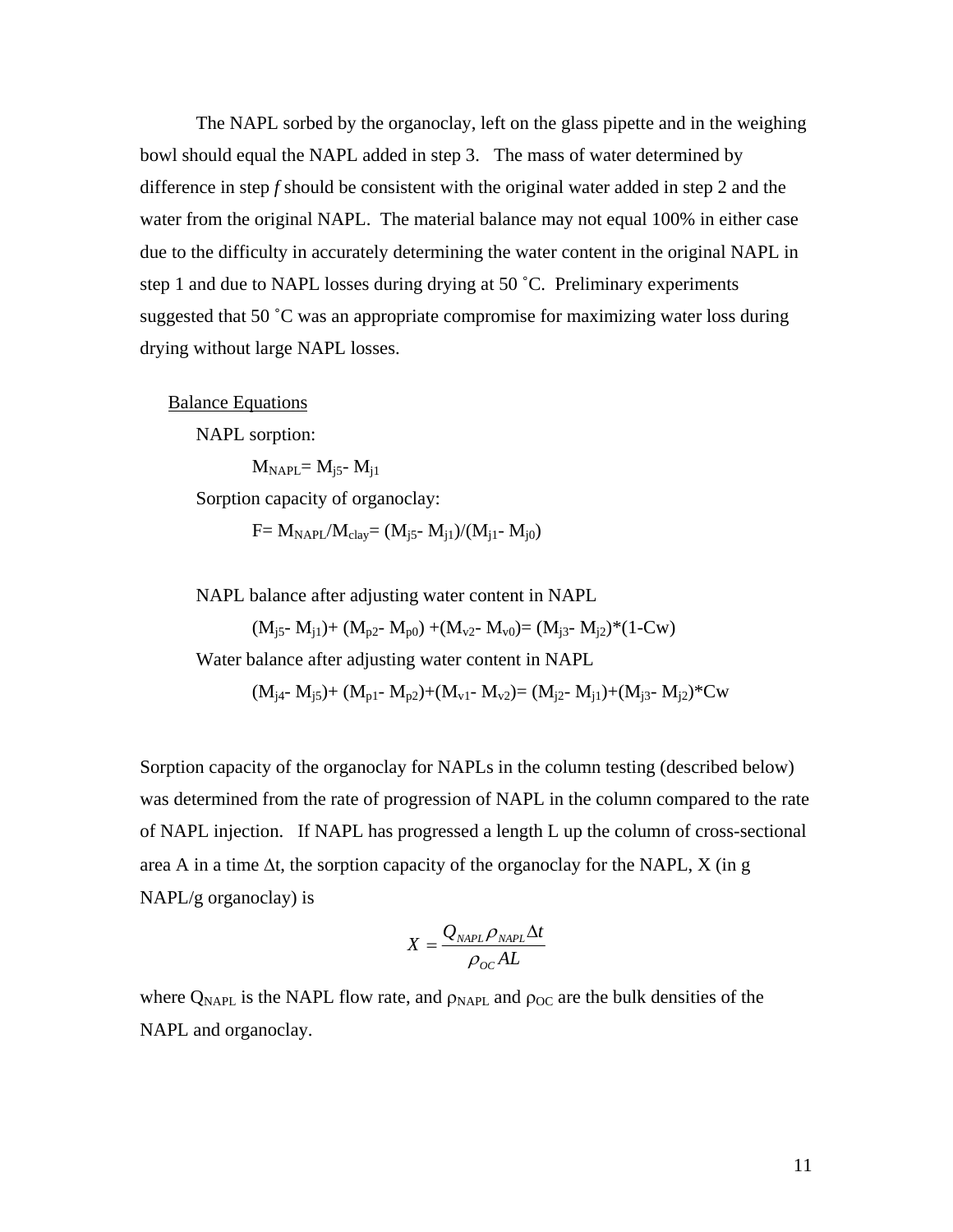The NAPL sorbed by the organoclay, left on the glass pipette and in the weighing bowl should equal the NAPL added in step 3. The mass of water determined by difference in step *f* should be consistent with the original water added in step 2 and the water from the original NAPL. The material balance may not equal 100% in either case due to the difficulty in accurately determining the water content in the original NAPL in step 1 and due to NAPL losses during drying at 50 ˚C. Preliminary experiments suggested that 50 ˚C was an appropriate compromise for maximizing water loss during drying without large NAPL losses.

<u>Balance Equations</u>

NAPL sorption:

$$M_{NAPL} = M_{j5} - M_{j1}$$

Sorption capacity of organoclay:

$$F = M_{NAPL}/M_{clay} = (M_{j5} - M_{j1})/(M_{j1} - M_{j0})$$

NAPL balance after adjusting water content in NAPL

$$(M_{j5} - M_{j1}) + (M_{p2} - M_{p0}) + (M_{v2} - M_{v0}) = (M_{j3} - M_{j2})*(1-Cw)$$

Water balance after adjusting water content in NAPL

$$(M_{j4} - M_{j5}) + (M_{p1} - M_{p2}) + (M_{v1} - M_{v2}) = (M_{j2} - M_{j1}) + (M_{j3} - M_{j2})*Cw$$

Sorption capacity of the organoclay for NAPLs in the column testing (described below) was determined from the rate of progression of NAPL in the column compared to the rate of NAPL injection. If NAPL has progressed a length L up the column of cross-sectional area A in a time $\Delta t$, the sorption capacity of the organoclay for the NAPL, X (in g NAPL/g organoclay) is

$$X = \frac{Q_{NAPL}\rho_{NAPL}\Delta t}{\rho_{OC} AL}$$

where $Q_{NAPL}$ is the NAPL flow rate, and $\rho_{NAPL}$ and $\rho_{OC}$ are the bulk densities of the NAPL and organoclay.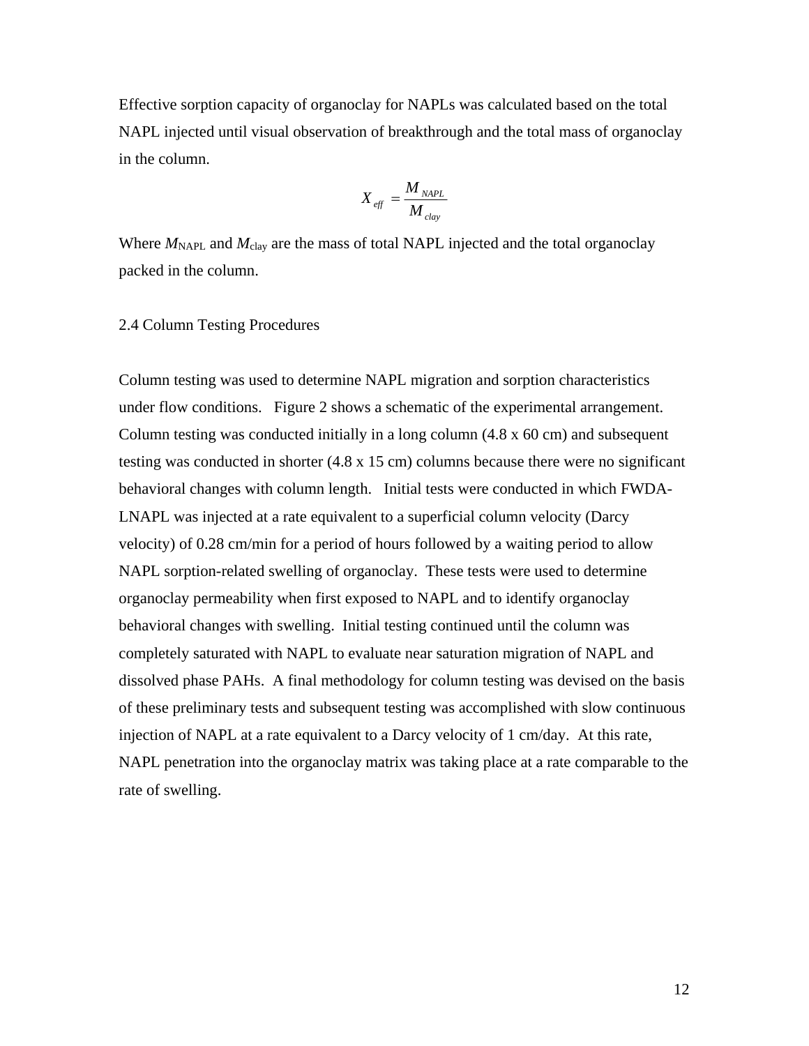Effective sorption capacity of organoclay for NAPLs was calculated based on the total NAPL injected until visual observation of breakthrough and the total mass of organoclay in the column.

$$X_{eff} = \frac{M_{NAPL}}{M_{clay}}$$

Where $M_{\mathrm{NAPL}}$ and $M_{\mathrm{clay}}$ are the mass of total NAPL injected and the total organoclay packed in the column.

## 2.4 Column Testing Procedures

Column testing was used to determine NAPL migration and sorption characteristics under flow conditions. Figure 2 shows a schematic of the experimental arrangement. Column testing was conducted initially in a long column (4.8 x 60 cm) and subsequent testing was conducted in shorter (4.8 x 15 cm) columns because there were no significant behavioral changes with column length. Initial tests were conducted in which FWDA-LNAPL was injected at a rate equivalent to a superficial column velocity (Darcy velocity) of 0.28 cm/min for a period of hours followed by a waiting period to allow NAPL sorption-related swelling of organoclay. These tests were used to determine organoclay permeability when first exposed to NAPL and to identify organoclay behavioral changes with swelling. Initial testing continued until the column was completely saturated with NAPL to evaluate near saturation migration of NAPL and dissolved phase PAHs. A final methodology for column testing was devised on the basis of these preliminary tests and subsequent testing was accomplished with slow continuous injection of NAPL at a rate equivalent to a Darcy velocity of 1 cm/day. At this rate, NAPL penetration into the organoclay matrix was taking place at a rate comparable to the rate of swelling.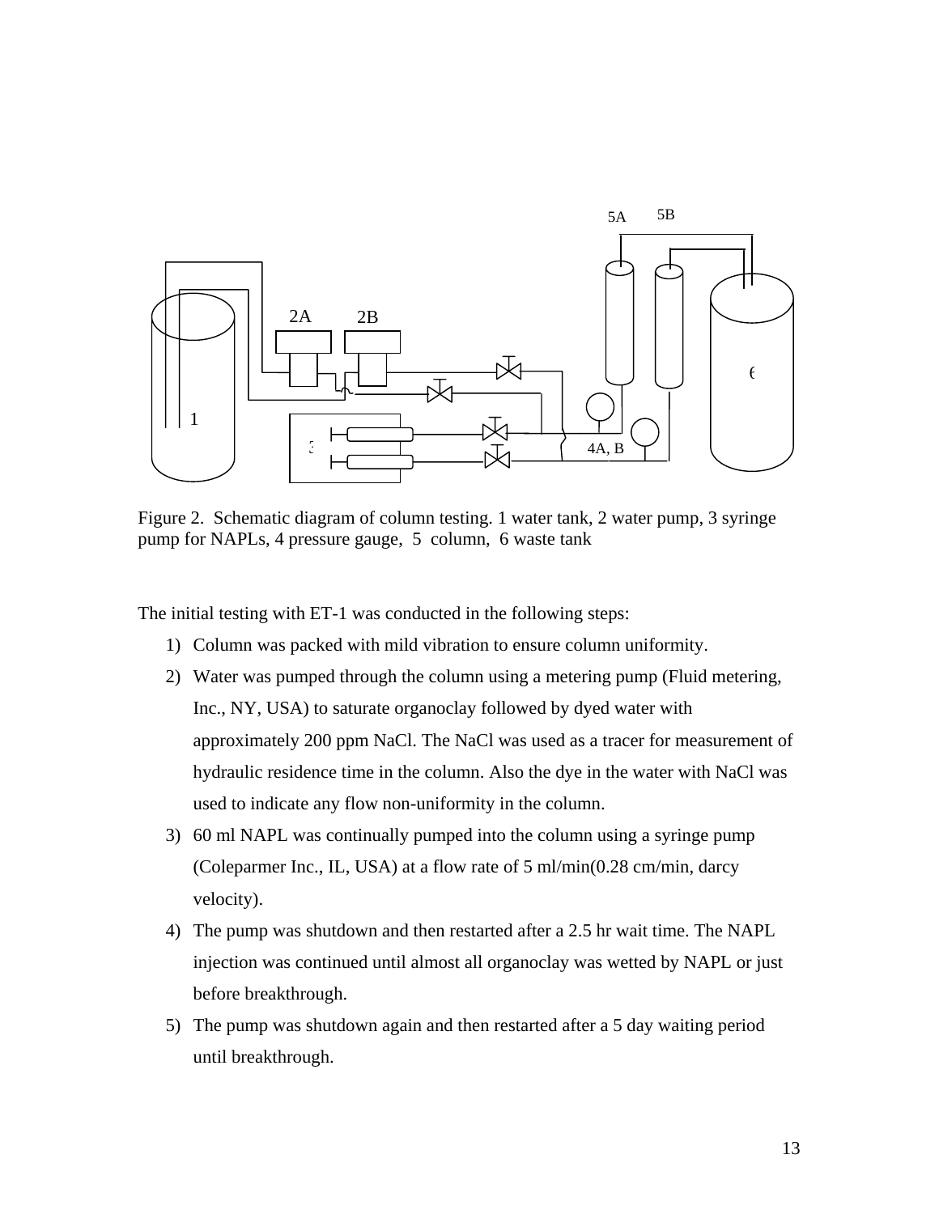Figure 2. Schematic diagram of column testing. 1 water tank, 2 water pump, 3 syringe pump for NAPLs, 4 pressure gauge, 5 column, 6 waste tank

The initial testing with ET-1 was conducted in the following steps:

1) Column was packed with mild vibration to ensure column uniformity.
2) Water was pumped through the column using a metering pump (Fluid metering, Inc., NY, USA) to saturate organoclay followed by dyed water with approximately 200 ppm NaCl. The NaCl was used as a tracer for measurement of hydraulic residence time in the column. Also the dye in the water with NaCl was used to indicate any flow non-uniformity in the column.
3) 60 ml NAPL was continually pumped into the column using a syringe pump (Coleparmer Inc., IL, USA) at a flow rate of 5 ml/min(0.28 cm/min, darcy velocity).
4) The pump was shutdown and then restarted after a 2.5 hr wait time. The NAPL injection was continued until almost all organoclay was wetted by NAPL or just before breakthrough.
5) The pump was shutdown again and then restarted after a 5 day waiting period until breakthrough.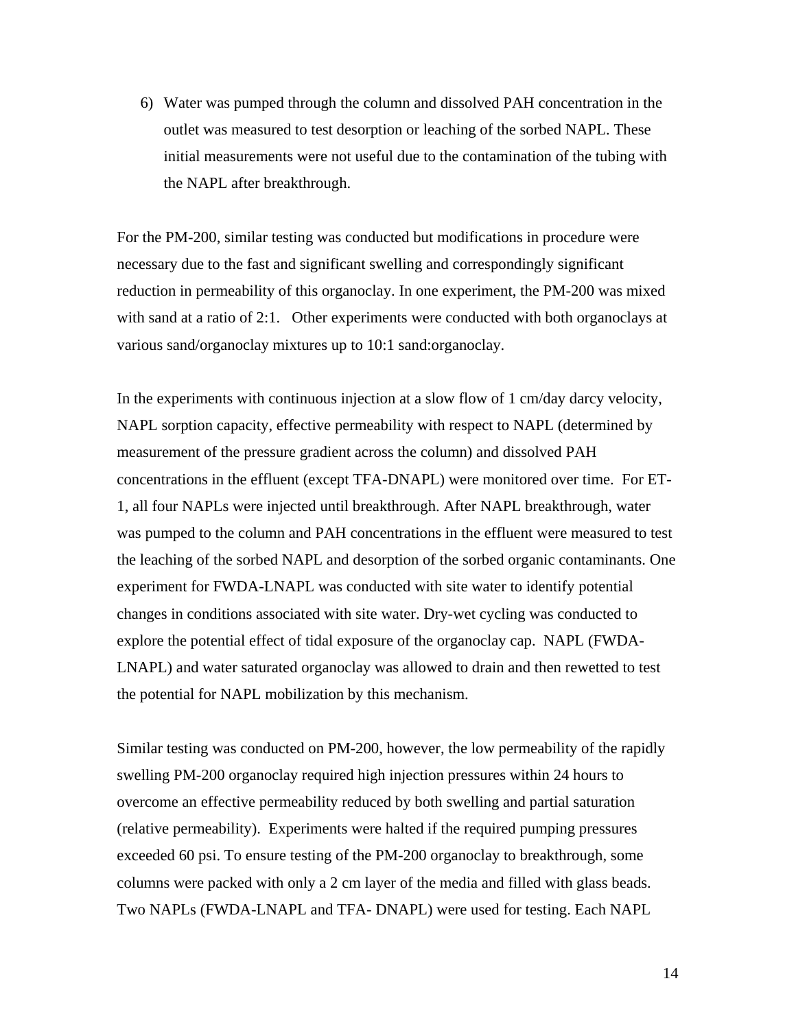6) Water was pumped through the column and dissolved PAH concentration in the outlet was measured to test desorption or leaching of the sorbed NAPL. These initial measurements were not useful due to the contamination of the tubing with the NAPL after breakthrough.

For the PM-200, similar testing was conducted but modifications in procedure were necessary due to the fast and significant swelling and correspondingly significant reduction in permeability of this organoclay. In one experiment, the PM-200 was mixed with sand at a ratio of 2:1. Other experiments were conducted with both organoclays at various sand/organoclay mixtures up to 10:1 sand:organoclay.

In the experiments with continuous injection at a slow flow of 1 cm/day darcy velocity, NAPL sorption capacity, effective permeability with respect to NAPL (determined by measurement of the pressure gradient across the column) and dissolved PAH concentrations in the effluent (except TFA-DNAPL) were monitored over time. For ET-1, all four NAPLs were injected until breakthrough. After NAPL breakthrough, water was pumped to the column and PAH concentrations in the effluent were measured to test the leaching of the sorbed NAPL and desorption of the sorbed organic contaminants. One experiment for FWDA-LNAPL was conducted with site water to identify potential changes in conditions associated with site water. Dry-wet cycling was conducted to explore the potential effect of tidal exposure of the organoclay cap. NAPL (FWDA-LNAPL) and water saturated organoclay was allowed to drain and then rewetted to test the potential for NAPL mobilization by this mechanism.

Similar testing was conducted on PM-200, however, the low permeability of the rapidly swelling PM-200 organoclay required high injection pressures within 24 hours to overcome an effective permeability reduced by both swelling and partial saturation (relative permeability). Experiments were halted if the required pumping pressures exceeded 60 psi. To ensure testing of the PM-200 organoclay to breakthrough, some columns were packed with only a 2 cm layer of the media and filled with glass beads. Two NAPLs (FWDA-LNAPL and TFA- DNAPL) were used for testing. Each NAPL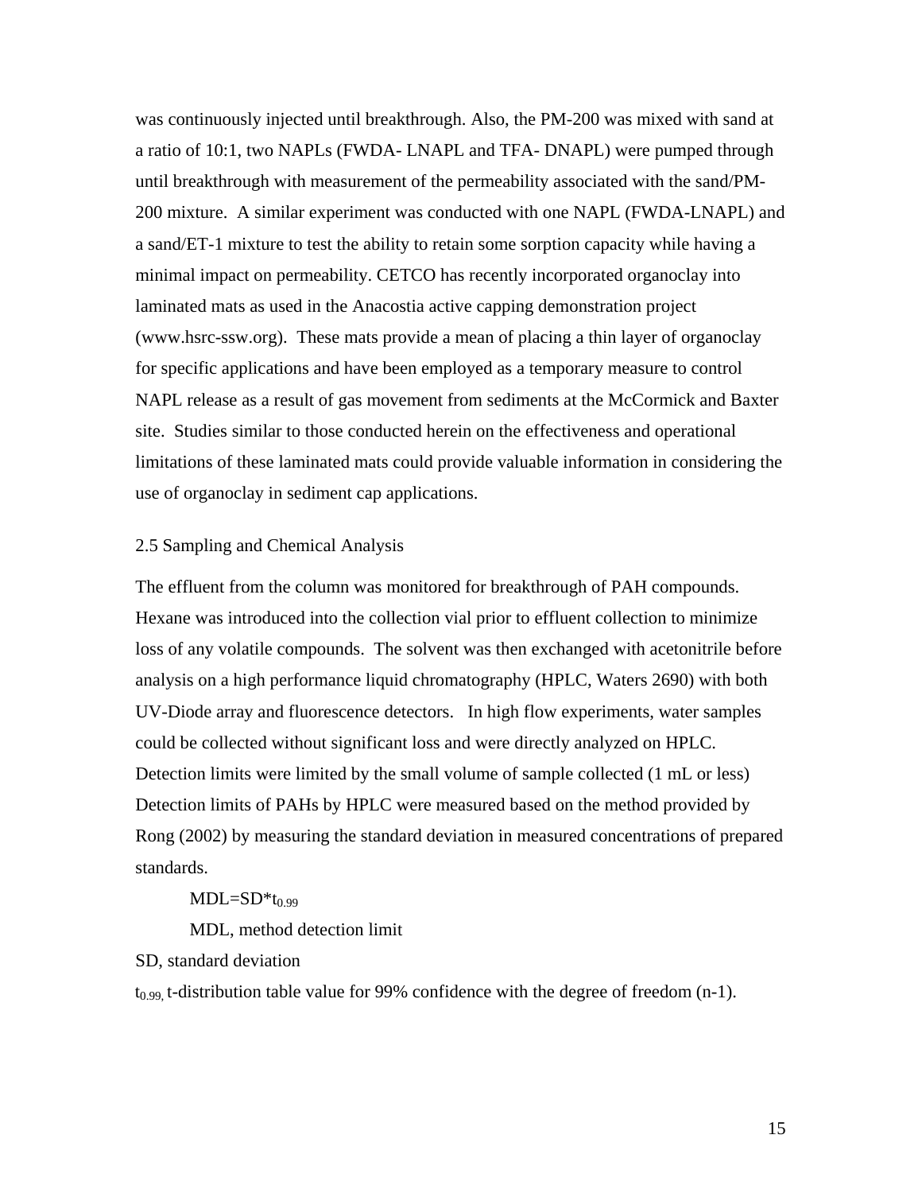was continuously injected until breakthrough. Also, the PM-200 was mixed with sand at a ratio of 10:1, two NAPLs (FWDA- LNAPL and TFA- DNAPL) were pumped through until breakthrough with measurement of the permeability associated with the sand/PM-200 mixture. A similar experiment was conducted with one NAPL (FWDA-LNAPL) and a sand/ET-1 mixture to test the ability to retain some sorption capacity while having a minimal impact on permeability. CETCO has recently incorporated organoclay into laminated mats as used in the Anacostia active capping demonstration project (www.hsrc-ssw.org). These mats provide a mean of placing a thin layer of organoclay for specific applications and have been employed as a temporary measure to control NAPL release as a result of gas movement from sediments at the McCormick and Baxter site. Studies similar to those conducted herein on the effectiveness and operational limitations of these laminated mats could provide valuable information in considering the use of organoclay in sediment cap applications.

## 2.5 Sampling and Chemical Analysis

The effluent from the column was monitored for breakthrough of PAH compounds. Hexane was introduced into the collection vial prior to effluent collection to minimize loss of any volatile compounds. The solvent was then exchanged with acetonitrile before analysis on a high performance liquid chromatography (HPLC, Waters 2690) with both UV-Diode array and fluorescence detectors. In high flow experiments, water samples could be collected without significant loss and were directly analyzed on HPLC. Detection limits were limited by the small volume of sample collected (1 mL or less) Detection limits of PAHs by HPLC were measured based on the method provided by Rong (2002) by measuring the standard deviation in measured concentrations of prepared standards.

$$MDL = SD * t_{0.99}$$

MDL, method detection limit

SD, standard deviation

$t_{0.99}$, t-distribution table value for 99% confidence with the degree of freedom (n-1).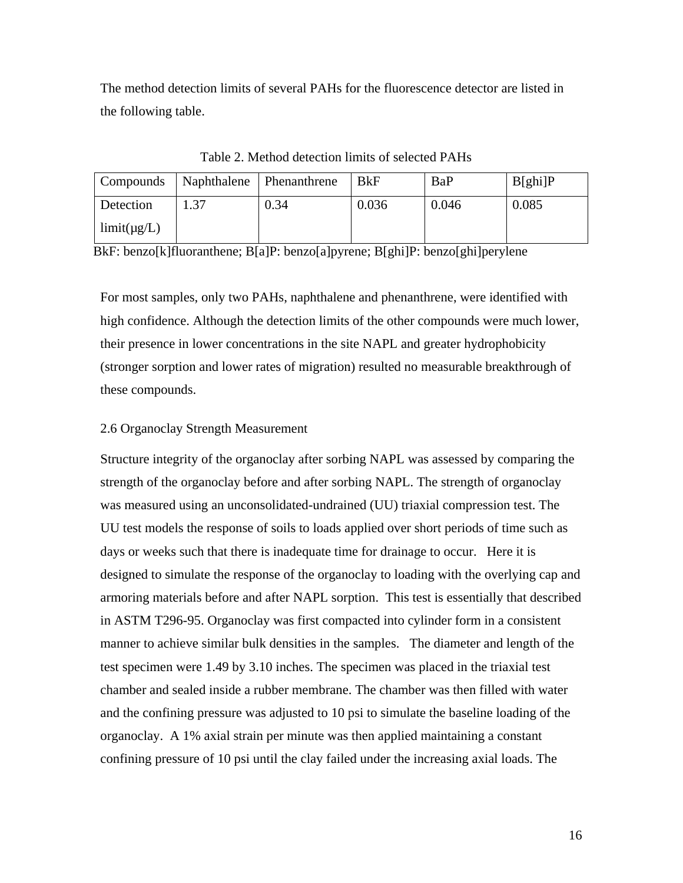The method detection limits of several PAHs for the fluorescence detector are listed in the following table.

Table 2. Method detection limits of selected PAHs

| Compounds | Naphthalene | Phenanthrene | BkF | BaP | B[ghi]P |
|---|---|---|---|---|---|
| Detection limit(μg/L) | 1.37 | 0.34 | 0.036 | 0.046 | 0.085 |

BkF: benzo[k]fluoranthene; B[a]P: benzo[a]pyrene; B[ghi]P: benzo[ghi]perylene

For most samples, only two PAHs, naphthalene and phenanthrene, were identified with high confidence. Although the detection limits of the other compounds were much lower, their presence in lower concentrations in the site NAPL and greater hydrophobicity (stronger sorption and lower rates of migration) resulted no measurable breakthrough of these compounds.

### 2.6 Organoclay Strength Measurement

Structure integrity of the organoclay after sorbing NAPL was assessed by comparing the strength of the organoclay before and after sorbing NAPL. The strength of organoclay was measured using an unconsolidated-undrained (UU) triaxial compression test. The UU test models the response of soils to loads applied over short periods of time such as days or weeks such that there is inadequate time for drainage to occur. Here it is designed to simulate the response of the organoclay to loading with the overlying cap and armoring materials before and after NAPL sorption. This test is essentially that described in ASTM T296-95. Organoclay was first compacted into cylinder form in a consistent manner to achieve similar bulk densities in the samples. The diameter and length of the test specimen were 1.49 by 3.10 inches. The specimen was placed in the triaxial test chamber and sealed inside a rubber membrane. The chamber was then filled with water and the confining pressure was adjusted to 10 psi to simulate the baseline loading of the organoclay. A 1% axial strain per minute was then applied maintaining a constant confining pressure of 10 psi until the clay failed under the increasing axial loads. The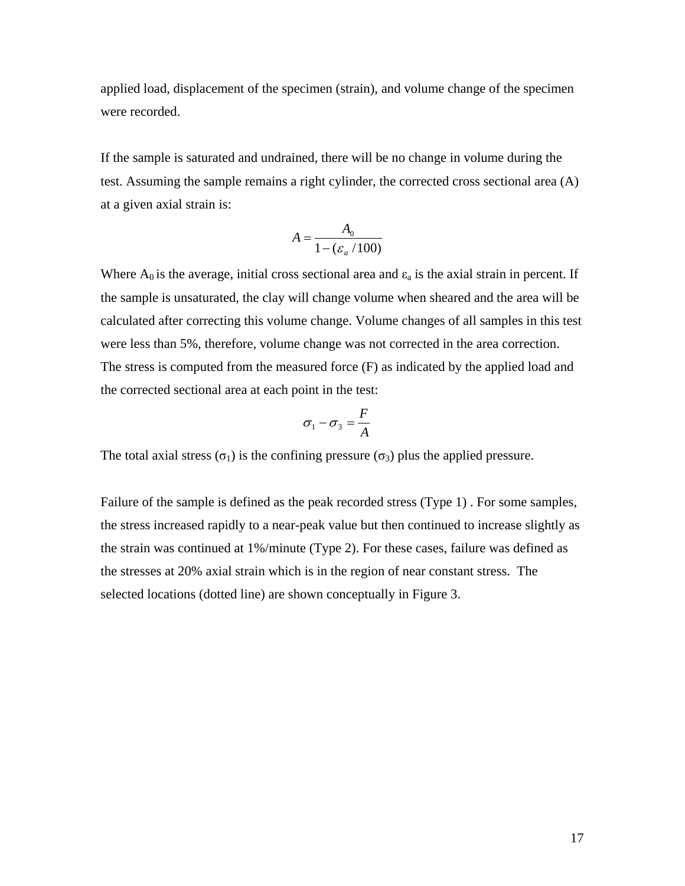applied load, displacement of the specimen (strain), and volume change of the specimen were recorded.

If the sample is saturated and undrained, there will be no change in volume during the test. Assuming the sample remains a right cylinder, the corrected cross sectional area (A) at a given axial strain is:

$$A = \frac{A_0}{1 - (\varepsilon_a / 100)}$$

Where $A_0$ is the average, initial cross sectional area and $\varepsilon_a$ is the axial strain in percent. If the sample is unsaturated, the clay will change volume when sheared and the area will be calculated after correcting this volume change. Volume changes of all samples in this test were less than 5%, therefore, volume change was not corrected in the area correction. The stress is computed from the measured force (F) as indicated by the applied load and the corrected sectional area at each point in the test:

$$\sigma_1 - \sigma_3 = \frac{F}{A}$$

The total axial stress ($\sigma_1$) is the confining pressure ($\sigma_3$) plus the applied pressure.

Failure of the sample is defined as the peak recorded stress (Type 1) . For some samples, the stress increased rapidly to a near-peak value but then continued to increase slightly as the strain was continued at 1%/minute (Type 2). For these cases, failure was defined as the stresses at 20% axial strain which is in the region of near constant stress. The selected locations (dotted line) are shown conceptually in Figure 3.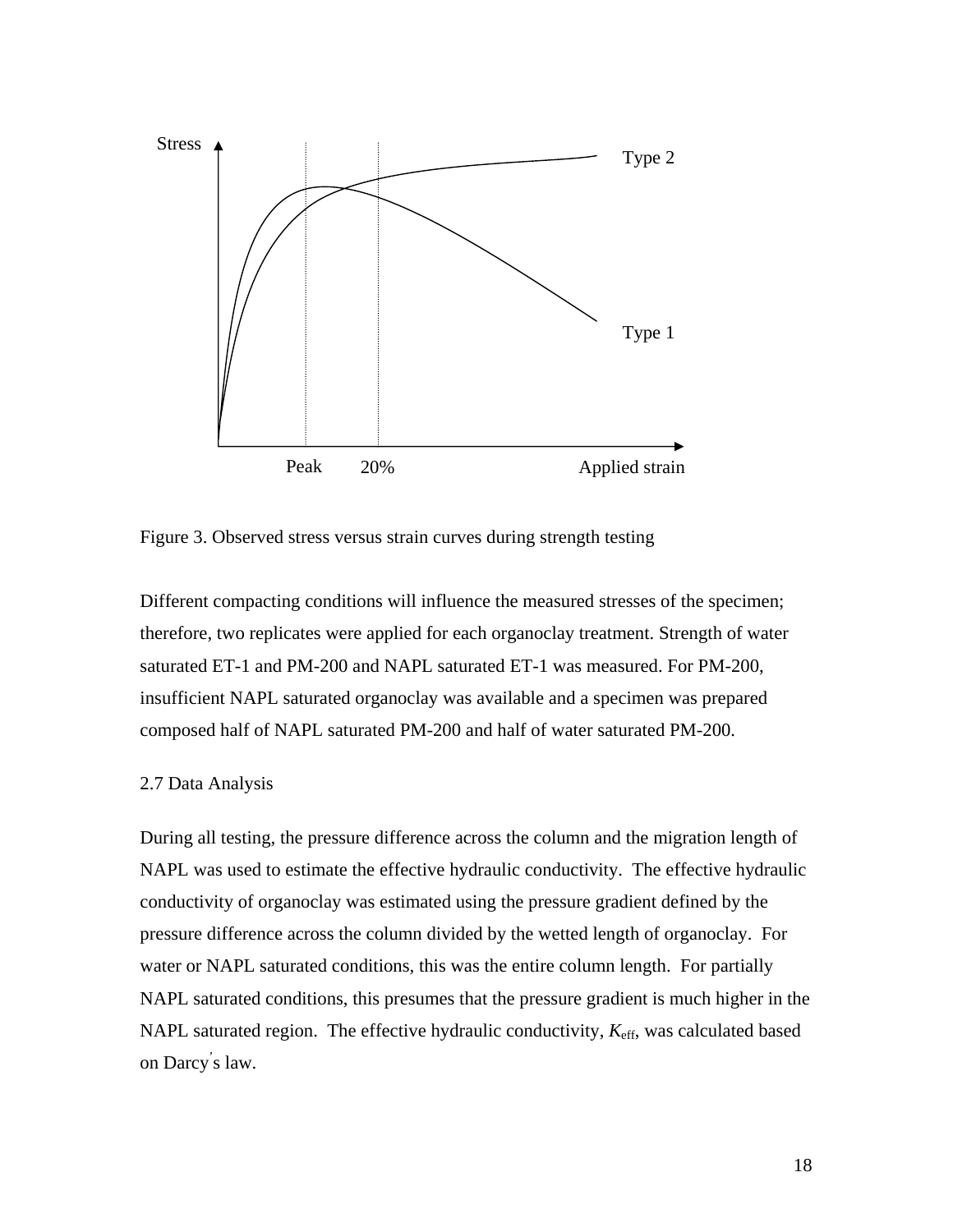Figure 3. Observed stress versus strain curves during strength testing

Different compacting conditions will influence the measured stresses of the specimen; therefore, two replicates were applied for each organoclay treatment. Strength of water saturated ET-1 and PM-200 and NAPL saturated ET-1 was measured. For PM-200, insufficient NAPL saturated organoclay was available and a specimen was prepared composed half of NAPL saturated PM-200 and half of water saturated PM-200.

2.7 Data Analysis

During all testing, the pressure difference across the column and the migration length of NAPL was used to estimate the effective hydraulic conductivity. The effective hydraulic conductivity of organoclay was estimated using the pressure gradient defined by the pressure difference across the column divided by the wetted length of organoclay. For water or NAPL saturated conditions, this was the entire column length. For partially NAPL saturated conditions, this presumes that the pressure gradient is much higher in the NAPL saturated region. The effective hydraulic conductivity, $K_{eff}$, was calculated based on Darcy's law.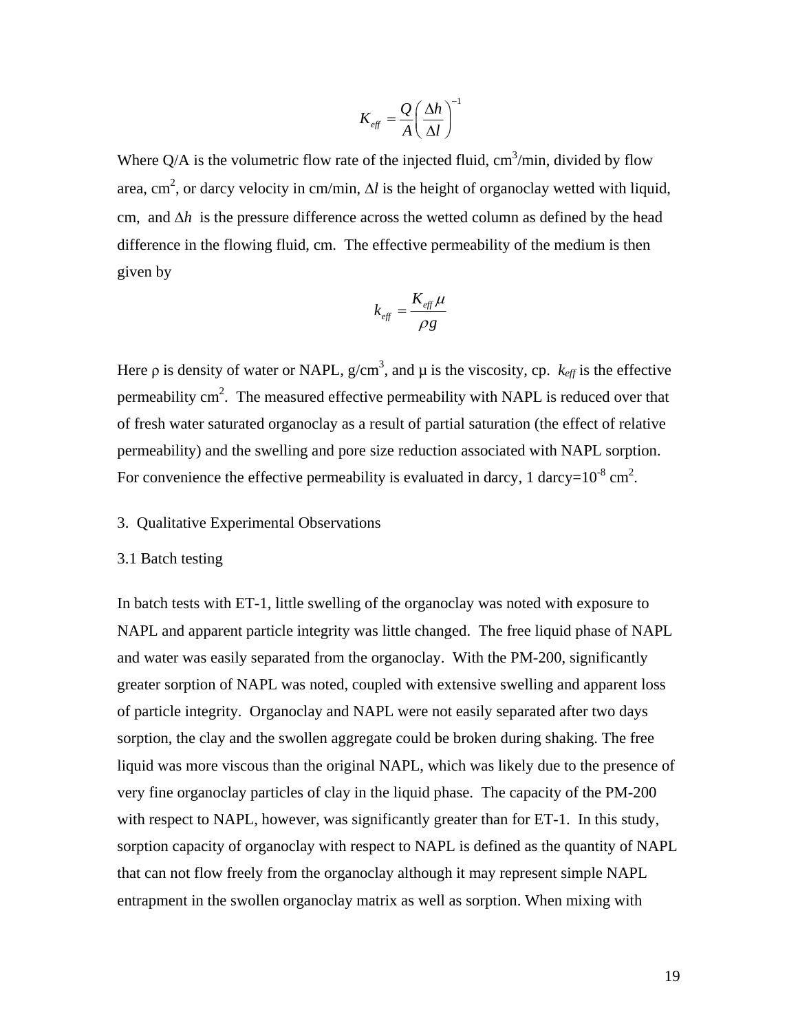$$K_{eff} = \frac{Q}{A}\left(\frac{\Delta h}{\Delta l}\right)^{-1}$$

Where Q/A is the volumetric flow rate of the injected fluid, $cm^3$/min, divided by flow area, $cm^2$, or darcy velocity in cm/min, $\Delta l$ is the height of organoclay wetted with liquid, cm, and $\Delta h$ is the pressure difference across the wetted column as defined by the head difference in the flowing fluid, cm. The effective permeability of the medium is then given by

$$k_{eff} = \frac{K_{eff}\,\mu}{\rho g}$$

Here $\rho$ is density of water or NAPL, g/$cm^3$, and $\mu$ is the viscosity, cp. $k_{eff}$ is the effective permeability $cm^2$. The measured effective permeability with NAPL is reduced over that of fresh water saturated organoclay as a result of partial saturation (the effect of relative permeability) and the swelling and pore size reduction associated with NAPL sorption. For convenience the effective permeability is evaluated in darcy, 1 darcy=$10^{-8}$ $cm^2$.

## 3. Qualitative Experimental Observations

### 3.1 Batch testing

In batch tests with ET-1, little swelling of the organoclay was noted with exposure to NAPL and apparent particle integrity was little changed. The free liquid phase of NAPL and water was easily separated from the organoclay. With the PM-200, significantly greater sorption of NAPL was noted, coupled with extensive swelling and apparent loss of particle integrity. Organoclay and NAPL were not easily separated after two days sorption, the clay and the swollen aggregate could be broken during shaking. The free liquid was more viscous than the original NAPL, which was likely due to the presence of very fine organoclay particles of clay in the liquid phase. The capacity of the PM-200 with respect to NAPL, however, was significantly greater than for ET-1. In this study, sorption capacity of organoclay with respect to NAPL is defined as the quantity of NAPL that can not flow freely from the organoclay although it may represent simple NAPL entrapment in the swollen organoclay matrix as well as sorption. When mixing with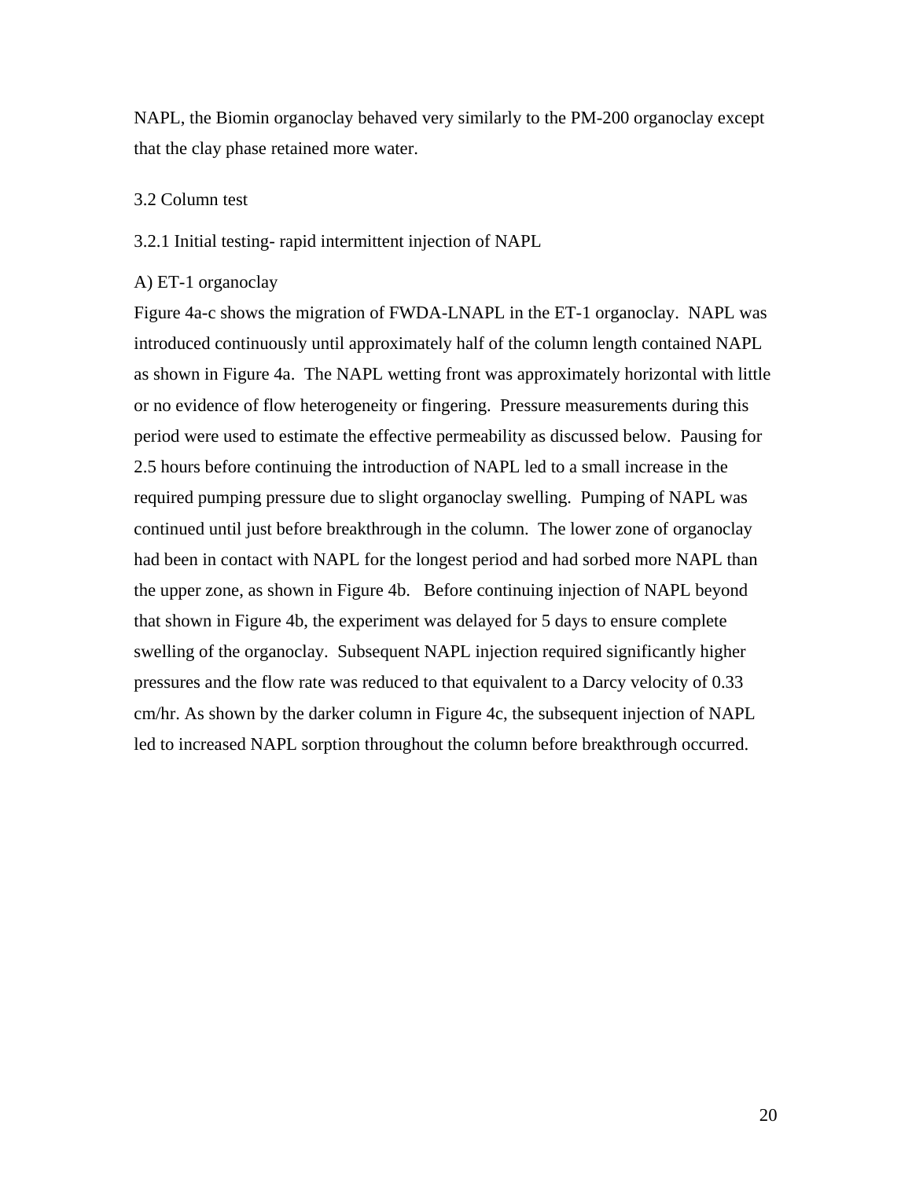NAPL, the Biomin organoclay behaved very similarly to the PM-200 organoclay except that the clay phase retained more water.

## 3.2 Column test

### 3.2.1 Initial testing- rapid intermittent injection of NAPL

#### A) ET-1 organoclay

Figure 4a-c shows the migration of FWDA-LNAPL in the ET-1 organoclay. NAPL was introduced continuously until approximately half of the column length contained NAPL as shown in Figure 4a. The NAPL wetting front was approximately horizontal with little or no evidence of flow heterogeneity or fingering. Pressure measurements during this period were used to estimate the effective permeability as discussed below. Pausing for 2.5 hours before continuing the introduction of NAPL led to a small increase in the required pumping pressure due to slight organoclay swelling. Pumping of NAPL was continued until just before breakthrough in the column. The lower zone of organoclay had been in contact with NAPL for the longest period and had sorbed more NAPL than the upper zone, as shown in Figure 4b. Before continuing injection of NAPL beyond that shown in Figure 4b, the experiment was delayed for 5 days to ensure complete swelling of the organoclay. Subsequent NAPL injection required significantly higher pressures and the flow rate was reduced to that equivalent to a Darcy velocity of 0.33 cm/hr. As shown by the darker column in Figure 4c, the subsequent injection of NAPL led to increased NAPL sorption throughout the column before breakthrough occurred.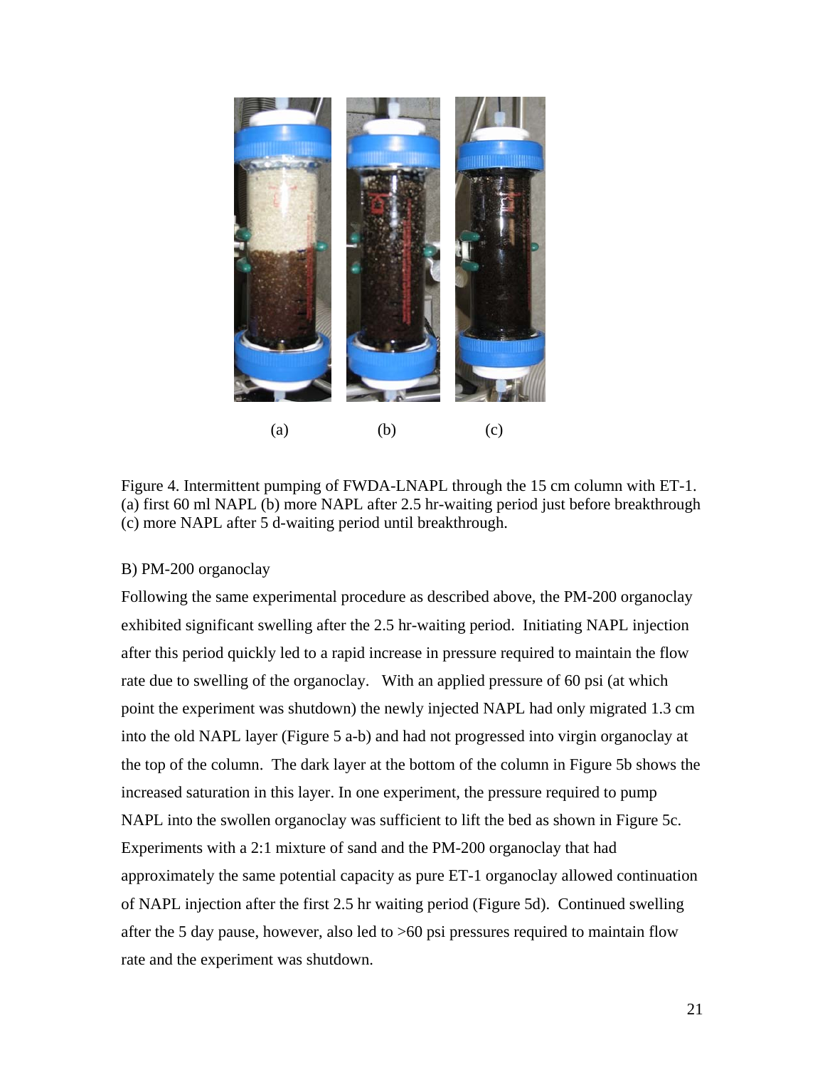(a) (b) (c)

Figure 4. Intermittent pumping of FWDA-LNAPL through the 15 cm column with ET-1. (a) first 60 ml NAPL (b) more NAPL after 2.5 hr-waiting period just before breakthrough (c) more NAPL after 5 d-waiting period until breakthrough.

B) PM-200 organoclay

Following the same experimental procedure as described above, the PM-200 organoclay exhibited significant swelling after the 2.5 hr-waiting period. Initiating NAPL injection after this period quickly led to a rapid increase in pressure required to maintain the flow rate due to swelling of the organoclay. With an applied pressure of 60 psi (at which point the experiment was shutdown) the newly injected NAPL had only migrated 1.3 cm into the old NAPL layer (Figure 5 a-b) and had not progressed into virgin organoclay at the top of the column. The dark layer at the bottom of the column in Figure 5b shows the increased saturation in this layer. In one experiment, the pressure required to pump NAPL into the swollen organoclay was sufficient to lift the bed as shown in Figure 5c. Experiments with a 2:1 mixture of sand and the PM-200 organoclay that had approximately the same potential capacity as pure ET-1 organoclay allowed continuation of NAPL injection after the first 2.5 hr waiting period (Figure 5d). Continued swelling after the 5 day pause, however, also led to >60 psi pressures required to maintain flow rate and the experiment was shutdown.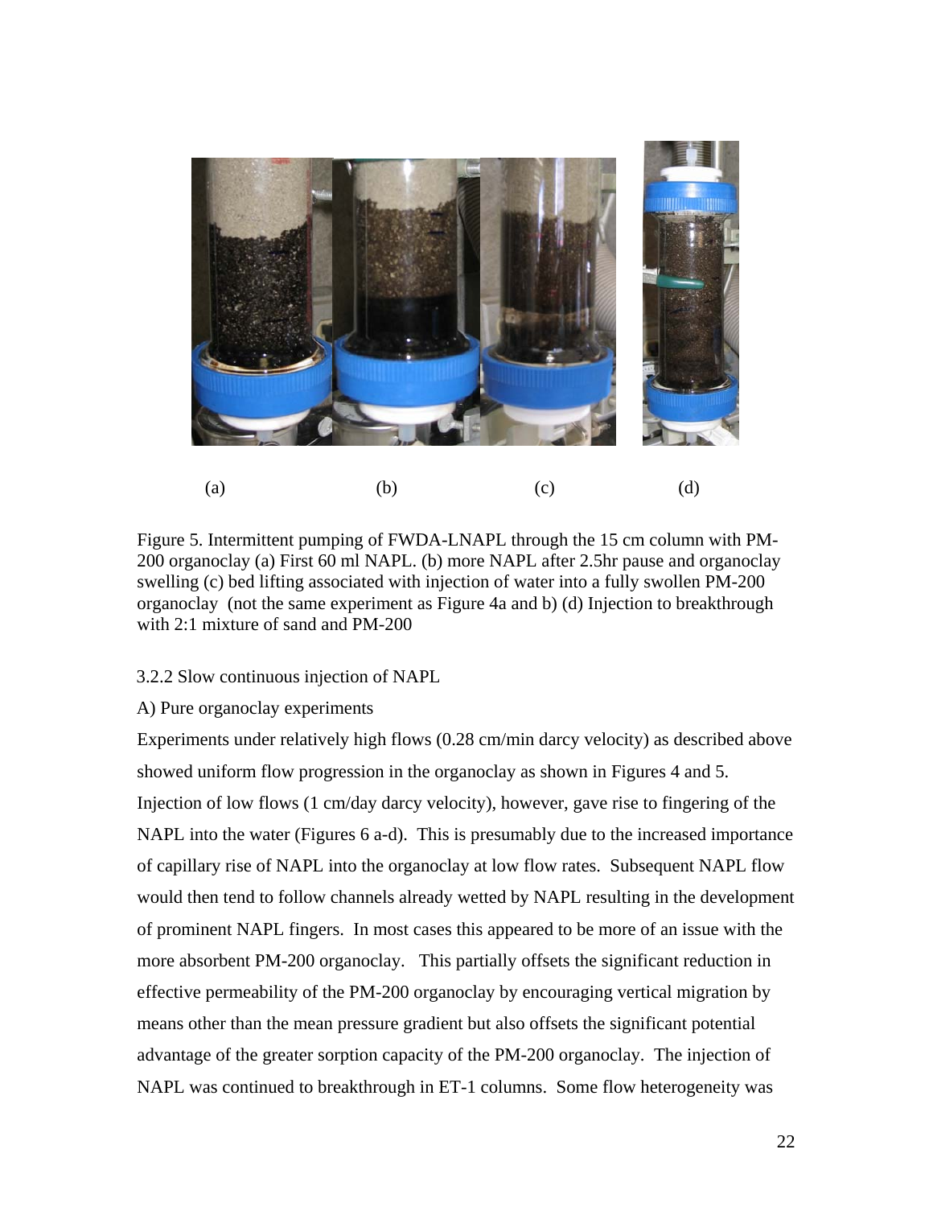(a) (b) (c) (d)

Figure 5. Intermittent pumping of FWDA-LNAPL through the 15 cm column with PM-200 organoclay (a) First 60 ml NAPL. (b) more NAPL after 2.5hr pause and organoclay swelling (c) bed lifting associated with injection of water into a fully swollen PM-200 organoclay (not the same experiment as Figure 4a and b) (d) Injection to breakthrough with 2:1 mixture of sand and PM-200

3.2.2 Slow continuous injection of NAPL

A) Pure organoclay experiments

Experiments under relatively high flows (0.28 cm/min darcy velocity) as described above showed uniform flow progression in the organoclay as shown in Figures 4 and 5. Injection of low flows (1 cm/day darcy velocity), however, gave rise to fingering of the NAPL into the water (Figures 6 a-d). This is presumably due to the increased importance of capillary rise of NAPL into the organoclay at low flow rates. Subsequent NAPL flow would then tend to follow channels already wetted by NAPL resulting in the development of prominent NAPL fingers. In most cases this appeared to be more of an issue with the more absorbent PM-200 organoclay. This partially offsets the significant reduction in effective permeability of the PM-200 organoclay by encouraging vertical migration by means other than the mean pressure gradient but also offsets the significant potential advantage of the greater sorption capacity of the PM-200 organoclay. The injection of NAPL was continued to breakthrough in ET-1 columns. Some flow heterogeneity was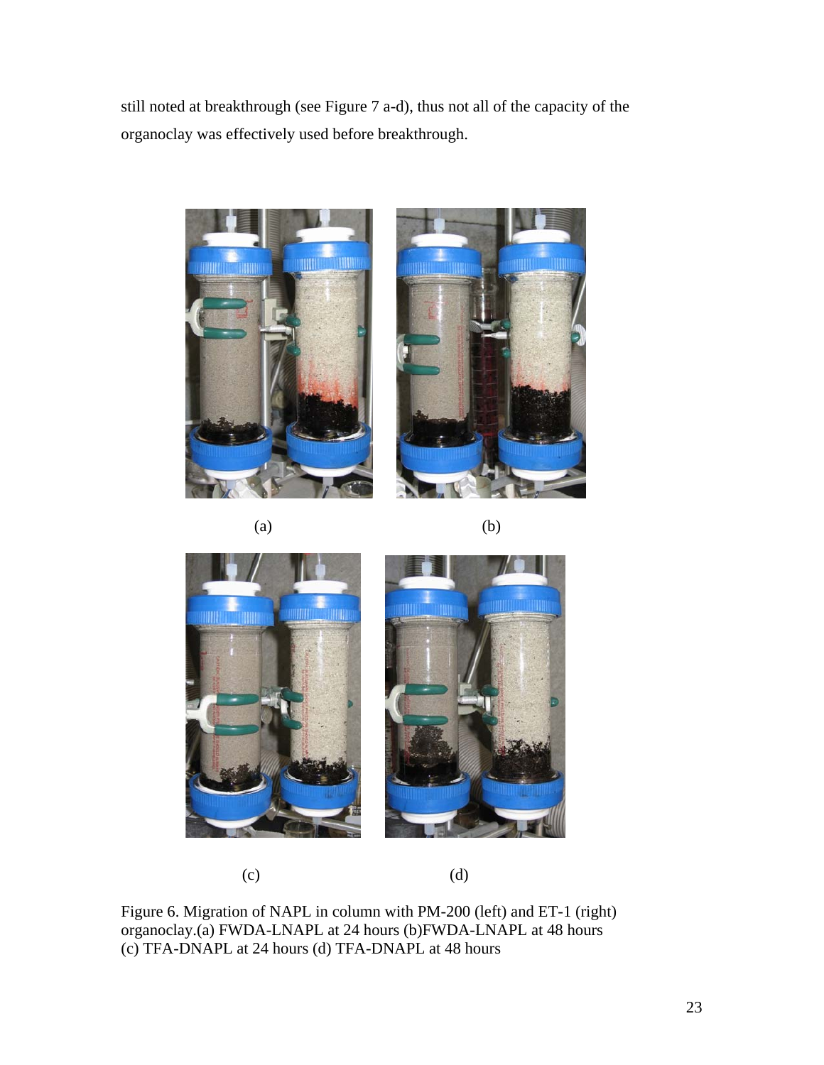still noted at breakthrough (see Figure 7 a-d), thus not all of the capacity of the organoclay was effectively used before breakthrough.

(a) (b)

(c) (d)

Figure 6. Migration of NAPL in column with PM-200 (left) and ET-1 (right) organoclay.(a) FWDA-LNAPL at 24 hours (b)FWDA-LNAPL at 48 hours (c) TFA-DNAPL at 24 hours (d) TFA-DNAPL at 48 hours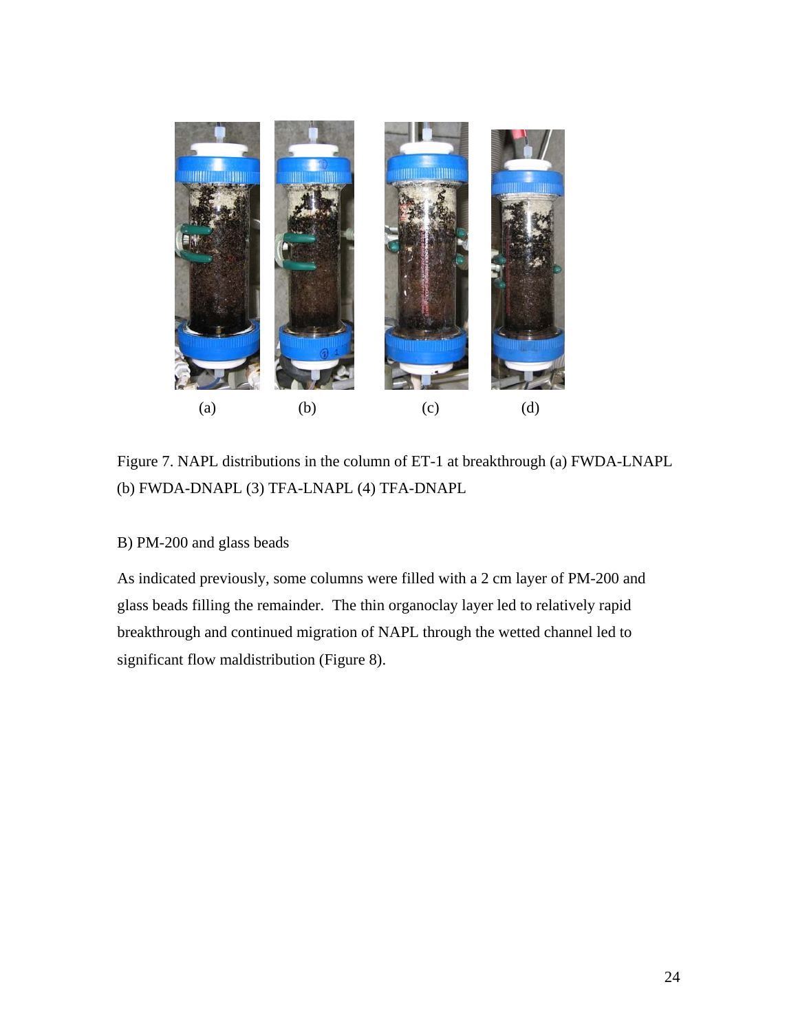(a) (b) (c) (d)

Figure 7. NAPL distributions in the column of ET-1 at breakthrough (a) FWDA-LNAPL (b) FWDA-DNAPL (3) TFA-LNAPL (4) TFA-DNAPL

B) PM-200 and glass beads

As indicated previously, some columns were filled with a 2 cm layer of PM-200 and glass beads filling the remainder. The thin organoclay layer led to relatively rapid breakthrough and continued migration of NAPL through the wetted channel led to significant flow maldistribution (Figure 8).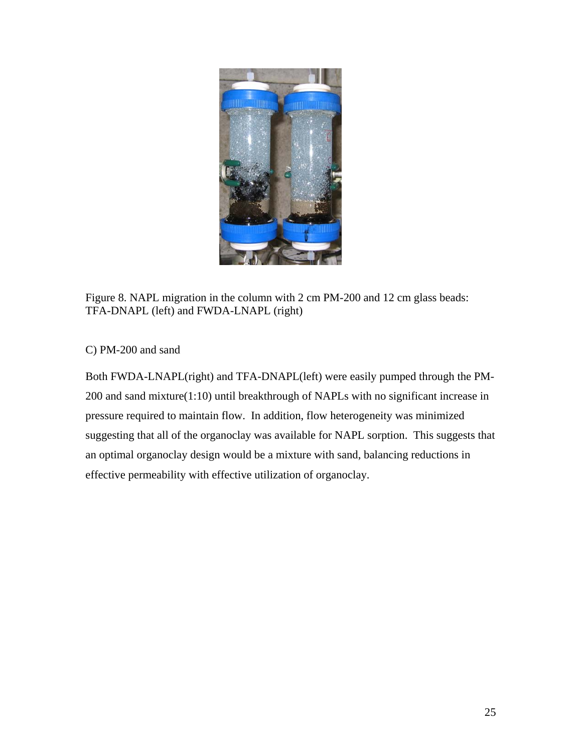Figure 8. NAPL migration in the column with 2 cm PM-200 and 12 cm glass beads: TFA-DNAPL (left) and FWDA-LNAPL (right)

C) PM-200 and sand

Both FWDA-LNAPL(right) and TFA-DNAPL(left) were easily pumped through the PM-200 and sand mixture(1:10) until breakthrough of NAPLs with no significant increase in pressure required to maintain flow. In addition, flow heterogeneity was minimized suggesting that all of the organoclay was available for NAPL sorption. This suggests that an optimal organoclay design would be a mixture with sand, balancing reductions in effective permeability with effective utilization of organoclay.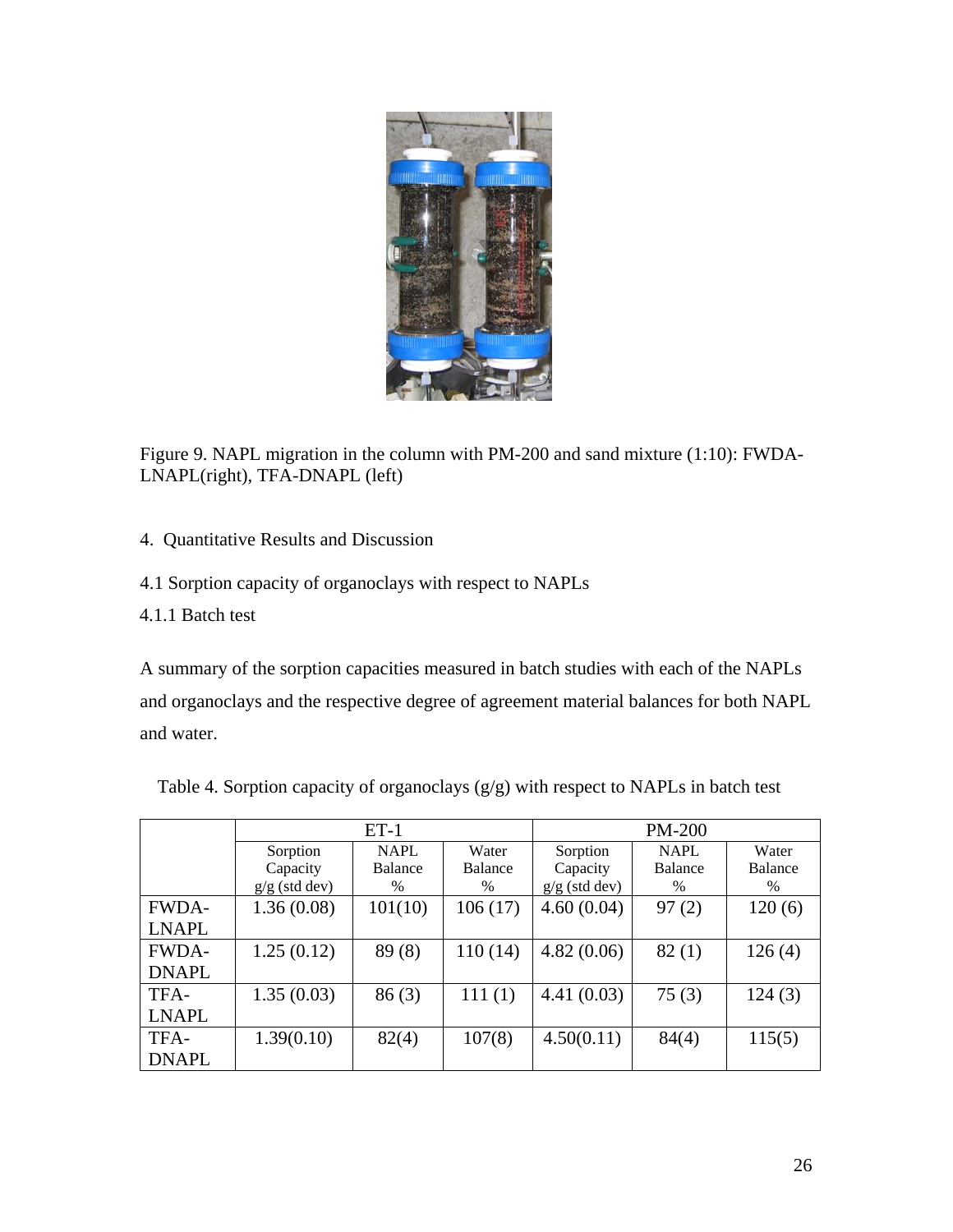Figure 9. NAPL migration in the column with PM-200 and sand mixture (1:10): FWDA-LNAPL(right), TFA-DNAPL (left)

4. Quantitative Results and Discussion

4.1 Sorption capacity of organoclays with respect to NAPLs

4.1.1 Batch test

A summary of the sorption capacities measured in batch studies with each of the NAPLs and organoclays and the respective degree of agreement material balances for both NAPL and water.

Table 4. Sorption capacity of organoclays (g/g) with respect to NAPLs in batch test

| | ET-1 | | | PM-200 | | |
|---|---|---|---|---|---|---|
| | Sorption Capacity g/g (std dev) | NAPL Balance % | Water Balance % | Sorption Capacity g/g (std dev) | NAPL Balance % | Water Balance % |
| FWDA-LNAPL | 1.36 (0.08) | 101(10) | 106 (17) | 4.60 (0.04) | 97 (2) | 120 (6) |
| FWDA-DNAPL | 1.25 (0.12) | 89 (8) | 110 (14) | 4.82 (0.06) | 82 (1) | 126 (4) |
| TFA-LNAPL | 1.35 (0.03) | 86 (3) | 111 (1) | 4.41 (0.03) | 75 (3) | 124 (3) |
| TFA-DNAPL | 1.39(0.10) | 82(4) | 107(8) | 4.50(0.11) | 84(4) | 115(5) |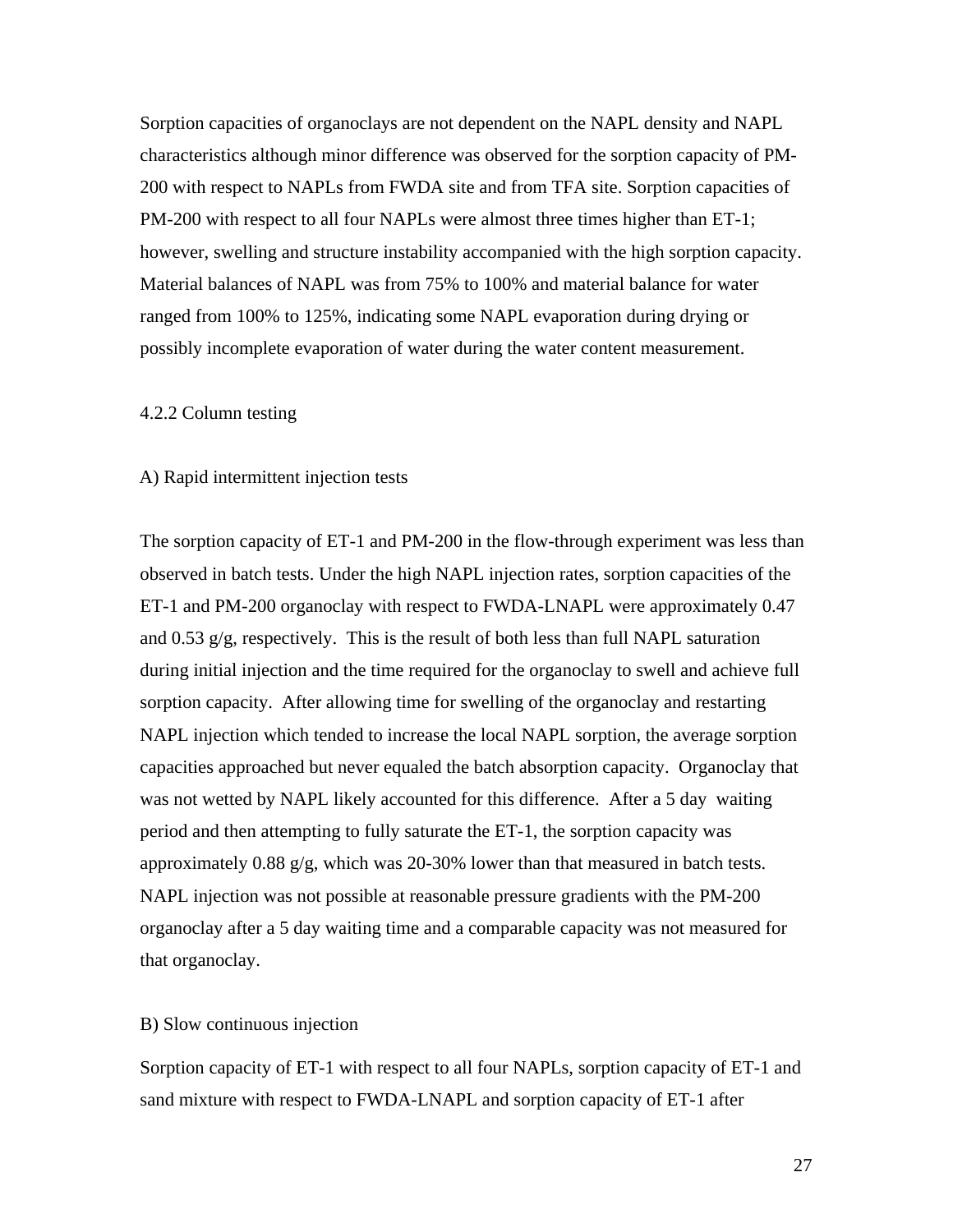Sorption capacities of organoclays are not dependent on the NAPL density and NAPL characteristics although minor difference was observed for the sorption capacity of PM-200 with respect to NAPLs from FWDA site and from TFA site. Sorption capacities of PM-200 with respect to all four NAPLs were almost three times higher than ET-1; however, swelling and structure instability accompanied with the high sorption capacity. Material balances of NAPL was from 75% to 100% and material balance for water ranged from 100% to 125%, indicating some NAPL evaporation during drying or possibly incomplete evaporation of water during the water content measurement.

### 4.2.2 Column testing

#### A) Rapid intermittent injection tests

The sorption capacity of ET-1 and PM-200 in the flow-through experiment was less than observed in batch tests. Under the high NAPL injection rates, sorption capacities of the ET-1 and PM-200 organoclay with respect to FWDA-LNAPL were approximately 0.47 and 0.53 g/g, respectively. This is the result of both less than full NAPL saturation during initial injection and the time required for the organoclay to swell and achieve full sorption capacity. After allowing time for swelling of the organoclay and restarting NAPL injection which tended to increase the local NAPL sorption, the average sorption capacities approached but never equaled the batch absorption capacity. Organoclay that was not wetted by NAPL likely accounted for this difference. After a 5 day waiting period and then attempting to fully saturate the ET-1, the sorption capacity was approximately 0.88 g/g, which was 20-30% lower than that measured in batch tests. NAPL injection was not possible at reasonable pressure gradients with the PM-200 organoclay after a 5 day waiting time and a comparable capacity was not measured for that organoclay.

#### B) Slow continuous injection

Sorption capacity of ET-1 with respect to all four NAPLs, sorption capacity of ET-1 and sand mixture with respect to FWDA-LNAPL and sorption capacity of ET-1 after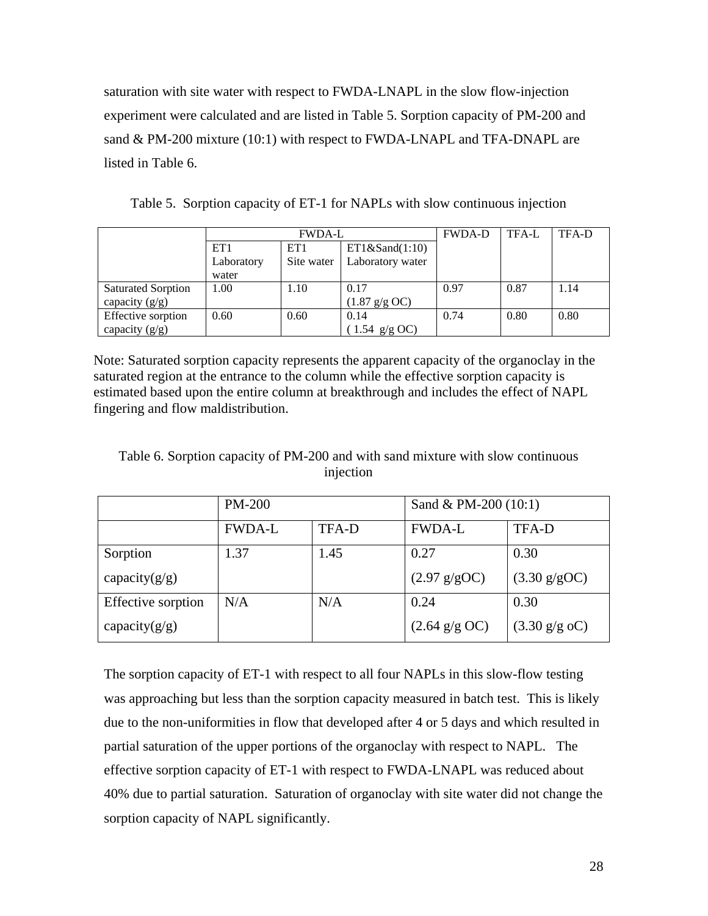saturation with site water with respect to FWDA-LNAPL in the slow flow-injection experiment were calculated and are listed in Table 5. Sorption capacity of PM-200 and sand & PM-200 mixture (10:1) with respect to FWDA-LNAPL and TFA-DNAPL are listed in Table 6.

Table 5. Sorption capacity of ET-1 for NAPLs with slow continuous injection

| | FWDA-L | | | FWDA-D | TFA-L | TFA-D |
|---|---|---|---|---|---|---|
| | ET1 Laboratory water | ET1 Site water | ET1&Sand(1:10) Laboratory water | | | |
| Saturated Sorption capacity (g/g) | 1.00 | 1.10 | 0.17 (1.87 g/g OC) | 0.97 | 0.87 | 1.14 |
| Effective sorption capacity (g/g) | 0.60 | 0.60 | 0.14 ( 1.54 g/g OC) | 0.74 | 0.80 | 0.80 |

Note: Saturated sorption capacity represents the apparent capacity of the organoclay in the saturated region at the entrance to the column while the effective sorption capacity is estimated based upon the entire column at breakthrough and includes the effect of NAPL fingering and flow maldistribution.

Table 6. Sorption capacity of PM-200 and with sand mixture with slow continuous injection

| | PM-200 | | Sand & PM-200 (10:1) | |
|---|---|---|---|---|
| | FWDA-L | TFA-D | FWDA-L | TFA-D |
| Sorption capacity(g/g) | 1.37 | 1.45 | 0.27 (2.97 g/gOC) | 0.30 (3.30 g/gOC) |
| Effective sorption capacity(g/g) | N/A | N/A | 0.24 (2.64 g/g OC) | 0.30 (3.30 g/g oC) |

The sorption capacity of ET-1 with respect to all four NAPLs in this slow-flow testing was approaching but less than the sorption capacity measured in batch test. This is likely due to the non-uniformities in flow that developed after 4 or 5 days and which resulted in partial saturation of the upper portions of the organoclay with respect to NAPL. The effective sorption capacity of ET-1 with respect to FWDA-LNAPL was reduced about 40% due to partial saturation. Saturation of organoclay with site water did not change the sorption capacity of NAPL significantly.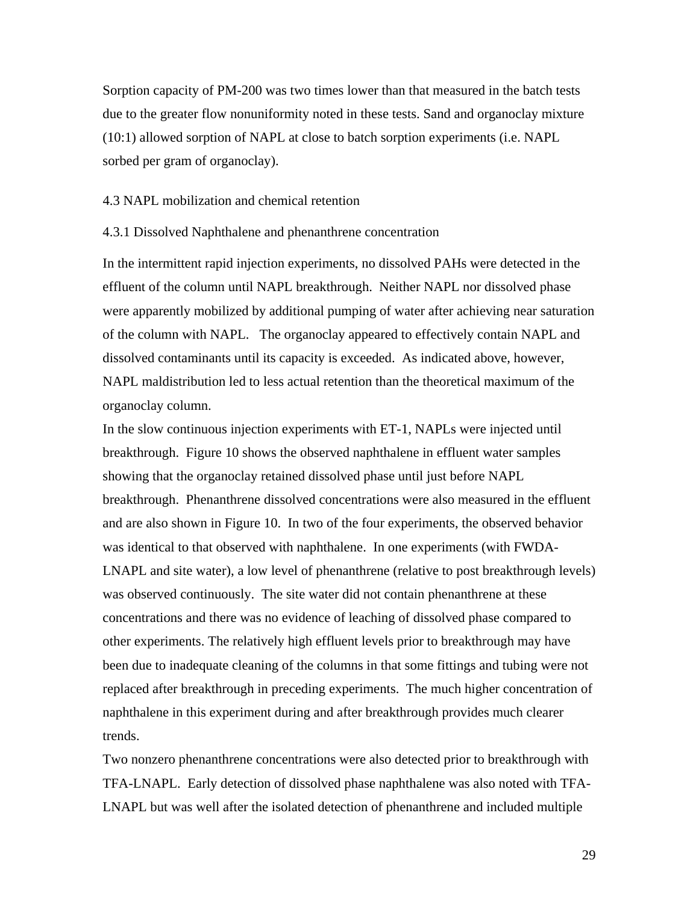Sorption capacity of PM-200 was two times lower than that measured in the batch tests due to the greater flow nonuniformity noted in these tests. Sand and organoclay mixture (10:1) allowed sorption of NAPL at close to batch sorption experiments (i.e. NAPL sorbed per gram of organoclay).

### 4.3 NAPL mobilization and chemical retention

#### 4.3.1 Dissolved Naphthalene and phenanthrene concentration

In the intermittent rapid injection experiments, no dissolved PAHs were detected in the effluent of the column until NAPL breakthrough. Neither NAPL nor dissolved phase were apparently mobilized by additional pumping of water after achieving near saturation of the column with NAPL. The organoclay appeared to effectively contain NAPL and dissolved contaminants until its capacity is exceeded. As indicated above, however, NAPL maldistribution led to less actual retention than the theoretical maximum of the organoclay column.

In the slow continuous injection experiments with ET-1, NAPLs were injected until breakthrough. Figure 10 shows the observed naphthalene in effluent water samples showing that the organoclay retained dissolved phase until just before NAPL breakthrough. Phenanthrene dissolved concentrations were also measured in the effluent and are also shown in Figure 10. In two of the four experiments, the observed behavior was identical to that observed with naphthalene. In one experiments (with FWDA-LNAPL and site water), a low level of phenanthrene (relative to post breakthrough levels) was observed continuously. The site water did not contain phenanthrene at these concentrations and there was no evidence of leaching of dissolved phase compared to other experiments. The relatively high effluent levels prior to breakthrough may have been due to inadequate cleaning of the columns in that some fittings and tubing were not replaced after breakthrough in preceding experiments. The much higher concentration of naphthalene in this experiment during and after breakthrough provides much clearer trends.

Two nonzero phenanthrene concentrations were also detected prior to breakthrough with TFA-LNAPL. Early detection of dissolved phase naphthalene was also noted with TFA-LNAPL but was well after the isolated detection of phenanthrene and included multiple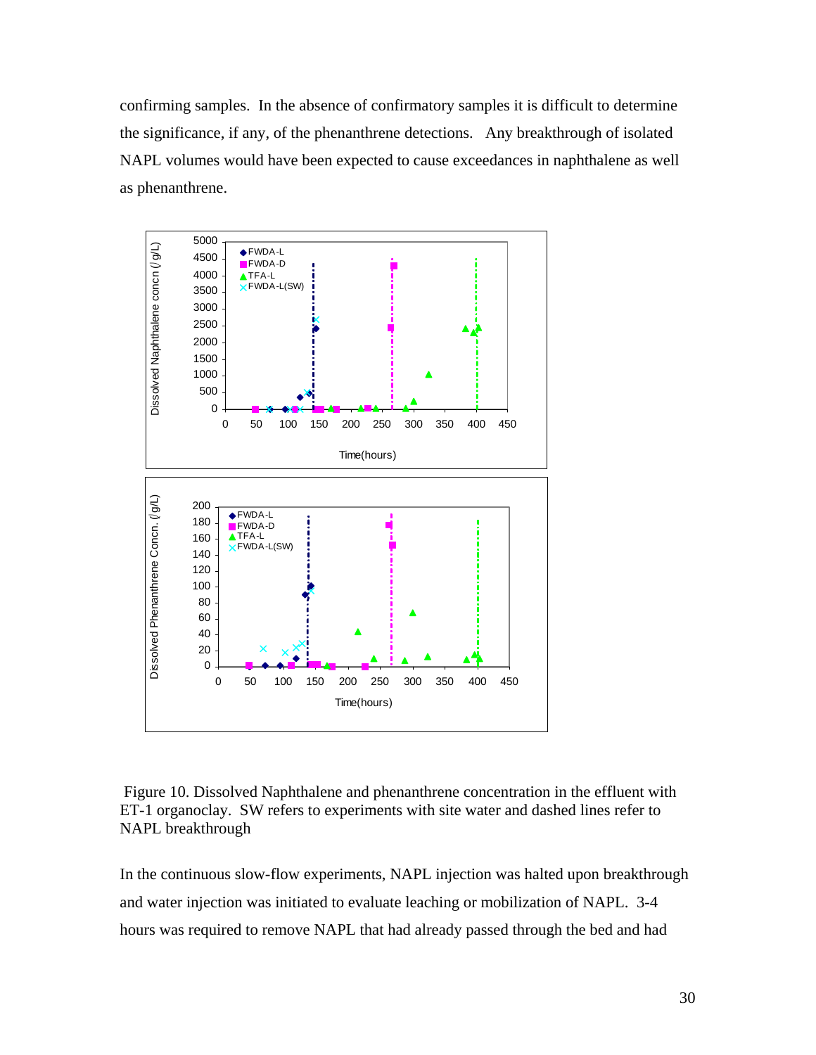confirming samples. In the absence of confirmatory samples it is difficult to determine the significance, if any, of the phenanthrene detections. Any breakthrough of isolated NAPL volumes would have been expected to cause exceedances in naphthalene as well as phenanthrene.

Figure 10. Dissolved Naphthalene and phenanthrene concentration in the effluent with ET-1 organoclay. SW refers to experiments with site water and dashed lines refer to NAPL breakthrough

In the continuous slow-flow experiments, NAPL injection was halted upon breakthrough and water injection was initiated to evaluate leaching or mobilization of NAPL. 3-4 hours was required to remove NAPL that had already passed through the bed and had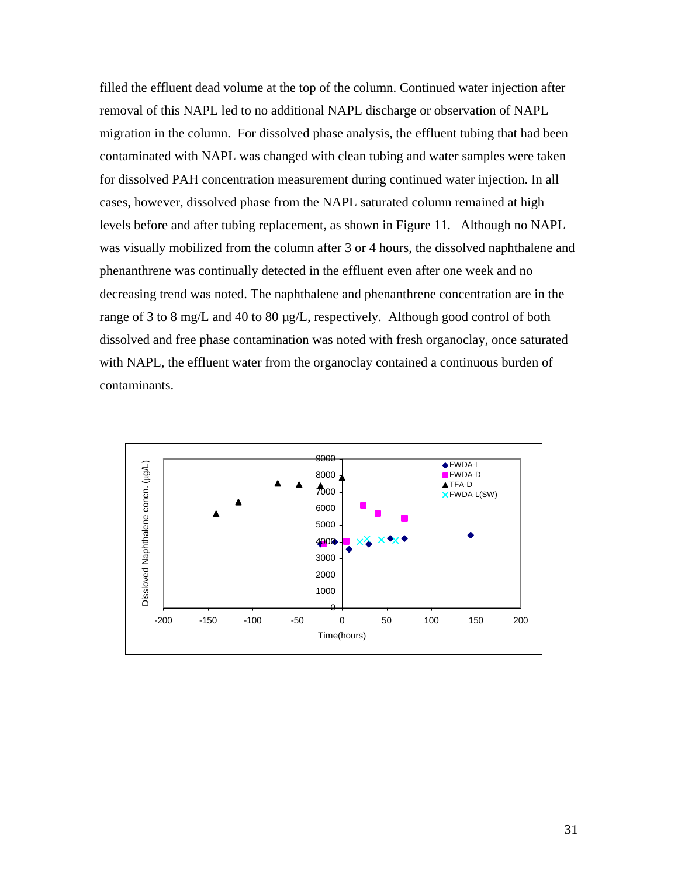filled the effluent dead volume at the top of the column. Continued water injection after removal of this NAPL led to no additional NAPL discharge or observation of NAPL migration in the column. For dissolved phase analysis, the effluent tubing that had been contaminated with NAPL was changed with clean tubing and water samples were taken for dissolved PAH concentration measurement during continued water injection. In all cases, however, dissolved phase from the NAPL saturated column remained at high levels before and after tubing replacement, as shown in Figure 11. Although no NAPL was visually mobilized from the column after 3 or 4 hours, the dissolved naphthalene and phenanthrene was continually detected in the effluent even after one week and no decreasing trend was noted. The naphthalene and phenanthrene concentration are in the range of 3 to 8 mg/L and 40 to 80 μg/L, respectively. Although good control of both dissolved and free phase contamination was noted with fresh organoclay, once saturated with NAPL, the effluent water from the organoclay contained a continuous burden of contaminants.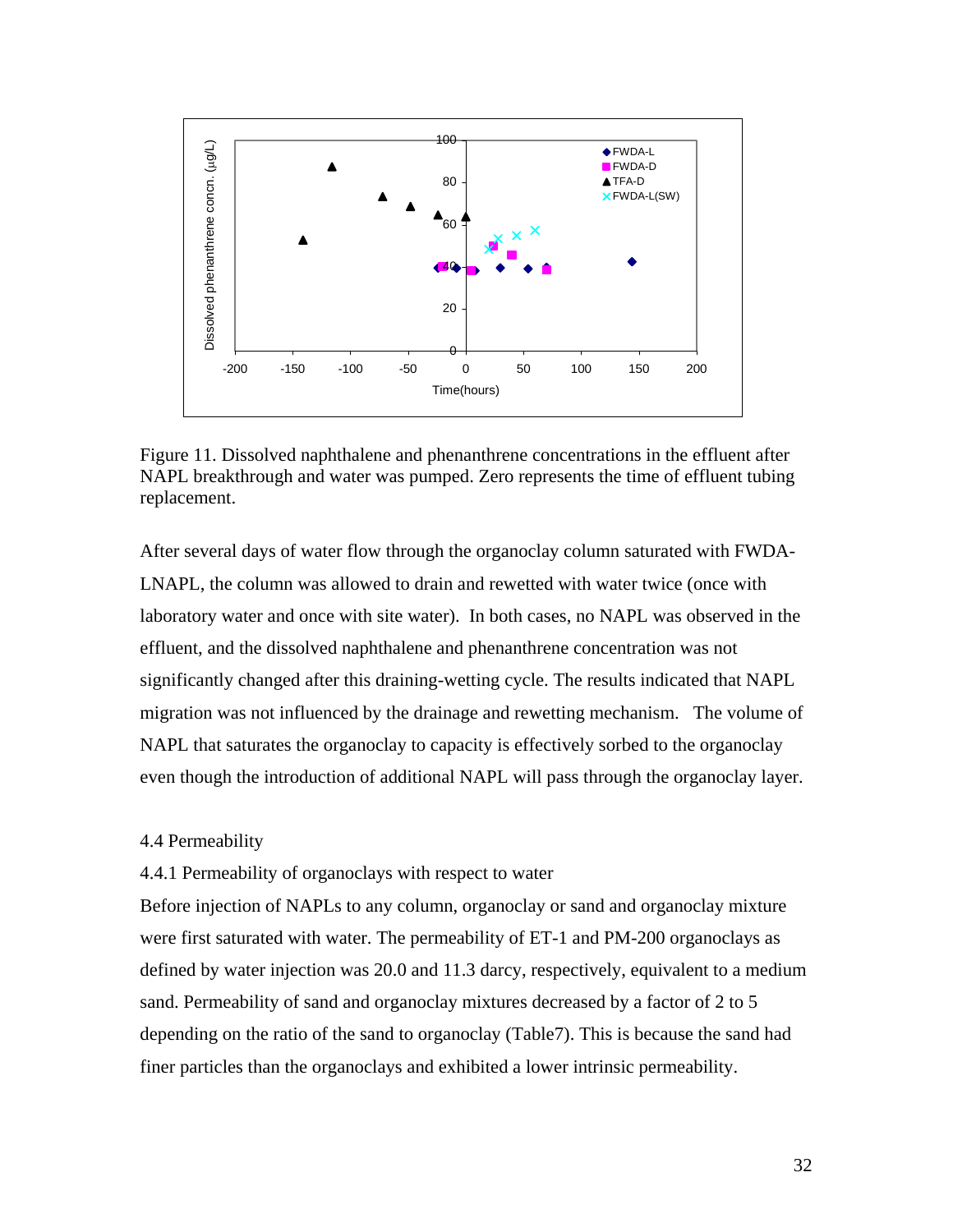Figure 11. Dissolved naphthalene and phenanthrene concentrations in the effluent after NAPL breakthrough and water was pumped. Zero represents the time of effluent tubing replacement.

After several days of water flow through the organoclay column saturated with FWDA-LNAPL, the column was allowed to drain and rewetted with water twice (once with laboratory water and once with site water). In both cases, no NAPL was observed in the effluent, and the dissolved naphthalene and phenanthrene concentration was not significantly changed after this draining-wetting cycle. The results indicated that NAPL migration was not influenced by the drainage and rewetting mechanism. The volume of NAPL that saturates the organoclay to capacity is effectively sorbed to the organoclay even though the introduction of additional NAPL will pass through the organoclay layer.

### 4.4 Permeability

#### 4.4.1 Permeability of organoclays with respect to water

Before injection of NAPLs to any column, organoclay or sand and organoclay mixture were first saturated with water. The permeability of ET-1 and PM-200 organoclays as defined by water injection was 20.0 and 11.3 darcy, respectively, equivalent to a medium sand. Permeability of sand and organoclay mixtures decreased by a factor of 2 to 5 depending on the ratio of the sand to organoclay (Table7). This is because the sand had finer particles than the organoclays and exhibited a lower intrinsic permeability.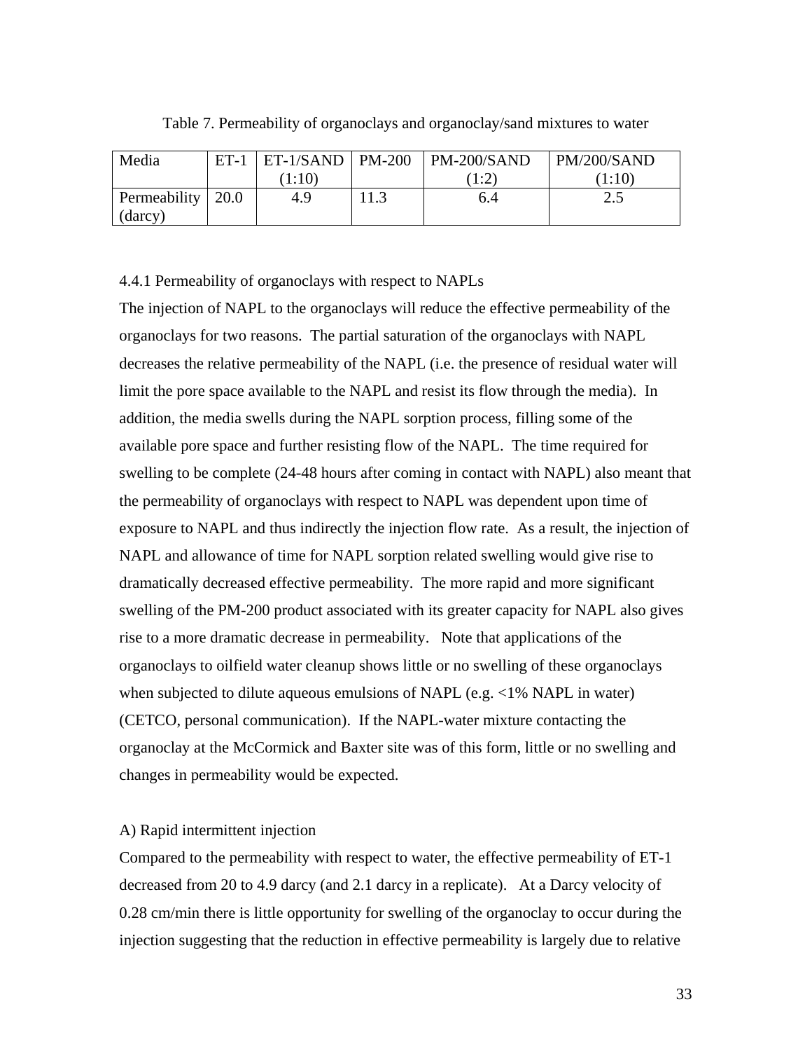Table 7. Permeability of organoclays and organoclay/sand mixtures to water

| Media | ET-1 | ET-1/SAND (1:10) | PM-200 | PM-200/SAND (1:2) | PM/200/SAND (1:10) |
|---|---|---|---|---|---|
| Permeability (darcy) | 20.0 | 4.9 | 11.3 | 6.4 | 2.5 |

### 4.4.1 Permeability of organoclays with respect to NAPLs

The injection of NAPL to the organoclays will reduce the effective permeability of the organoclays for two reasons. The partial saturation of the organoclays with NAPL decreases the relative permeability of the NAPL (i.e. the presence of residual water will limit the pore space available to the NAPL and resist its flow through the media). In addition, the media swells during the NAPL sorption process, filling some of the available pore space and further resisting flow of the NAPL. The time required for swelling to be complete (24-48 hours after coming in contact with NAPL) also meant that the permeability of organoclays with respect to NAPL was dependent upon time of exposure to NAPL and thus indirectly the injection flow rate. As a result, the injection of NAPL and allowance of time for NAPL sorption related swelling would give rise to dramatically decreased effective permeability. The more rapid and more significant swelling of the PM-200 product associated with its greater capacity for NAPL also gives rise to a more dramatic decrease in permeability. Note that applications of the organoclays to oilfield water cleanup shows little or no swelling of these organoclays when subjected to dilute aqueous emulsions of NAPL (e.g. <1% NAPL in water) (CETCO, personal communication). If the NAPL-water mixture contacting the organoclay at the McCormick and Baxter site was of this form, little or no swelling and changes in permeability would be expected.

A) Rapid intermittent injection

Compared to the permeability with respect to water, the effective permeability of ET-1 decreased from 20 to 4.9 darcy (and 2.1 darcy in a replicate). At a Darcy velocity of 0.28 cm/min there is little opportunity for swelling of the organoclay to occur during the injection suggesting that the reduction in effective permeability is largely due to relative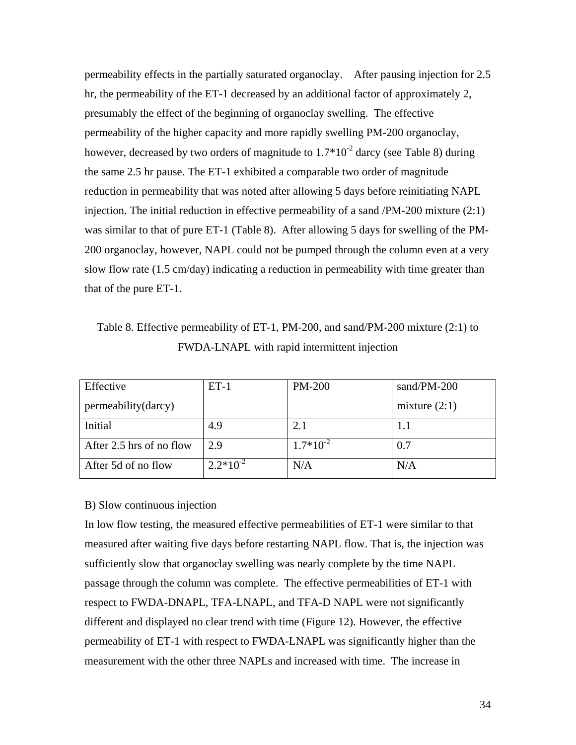permeability effects in the partially saturated organoclay.  After pausing injection for 2.5 hr, the permeability of the ET-1 decreased by an additional factor of approximately 2, presumably the effect of the beginning of organoclay swelling.  The effective permeability of the higher capacity and more rapidly swelling PM-200 organoclay, however, decreased by two orders of magnitude to $1.7*10^{-2}$ darcy (see Table 8) during the same 2.5 hr pause. The ET-1 exhibited a comparable two order of magnitude reduction in permeability that was noted after allowing 5 days before reinitiating NAPL injection. The initial reduction in effective permeability of a sand /PM-200 mixture (2:1) was similar to that of pure ET-1 (Table 8).  After allowing 5 days for swelling of the PM-200 organoclay, however, NAPL could not be pumped through the column even at a very slow flow rate (1.5 cm/day) indicating a reduction in permeability with time greater than that of the pure ET-1.

Table 8. Effective permeability of ET-1, PM-200, and sand/PM-200 mixture (2:1) to FWDA-LNAPL with rapid intermittent injection

| Effective permeability(darcy) | ET-1 | PM-200 | sand/PM-200 mixture (2:1) |
|---|---|---|---|
| Initial | 4.9 | 2.1 | 1.1 |
| After 2.5 hrs of no flow | 2.9 | $1.7*10^{-2}$ | 0.7 |
| After 5d of no flow | $2.2*10^{-2}$ | N/A | N/A |

B) Slow continuous injection

In low flow testing, the measured effective permeabilities of ET-1 were similar to that measured after waiting five days before restarting NAPL flow. That is, the injection was sufficiently slow that organoclay swelling was nearly complete by the time NAPL passage through the column was complete.  The effective permeabilities of ET-1 with respect to FWDA-DNAPL, TFA-LNAPL, and TFA-D NAPL were not significantly different and displayed no clear trend with time (Figure 12). However, the effective permeability of ET-1 with respect to FWDA-LNAPL was significantly higher than the measurement with the other three NAPLs and increased with time.  The increase in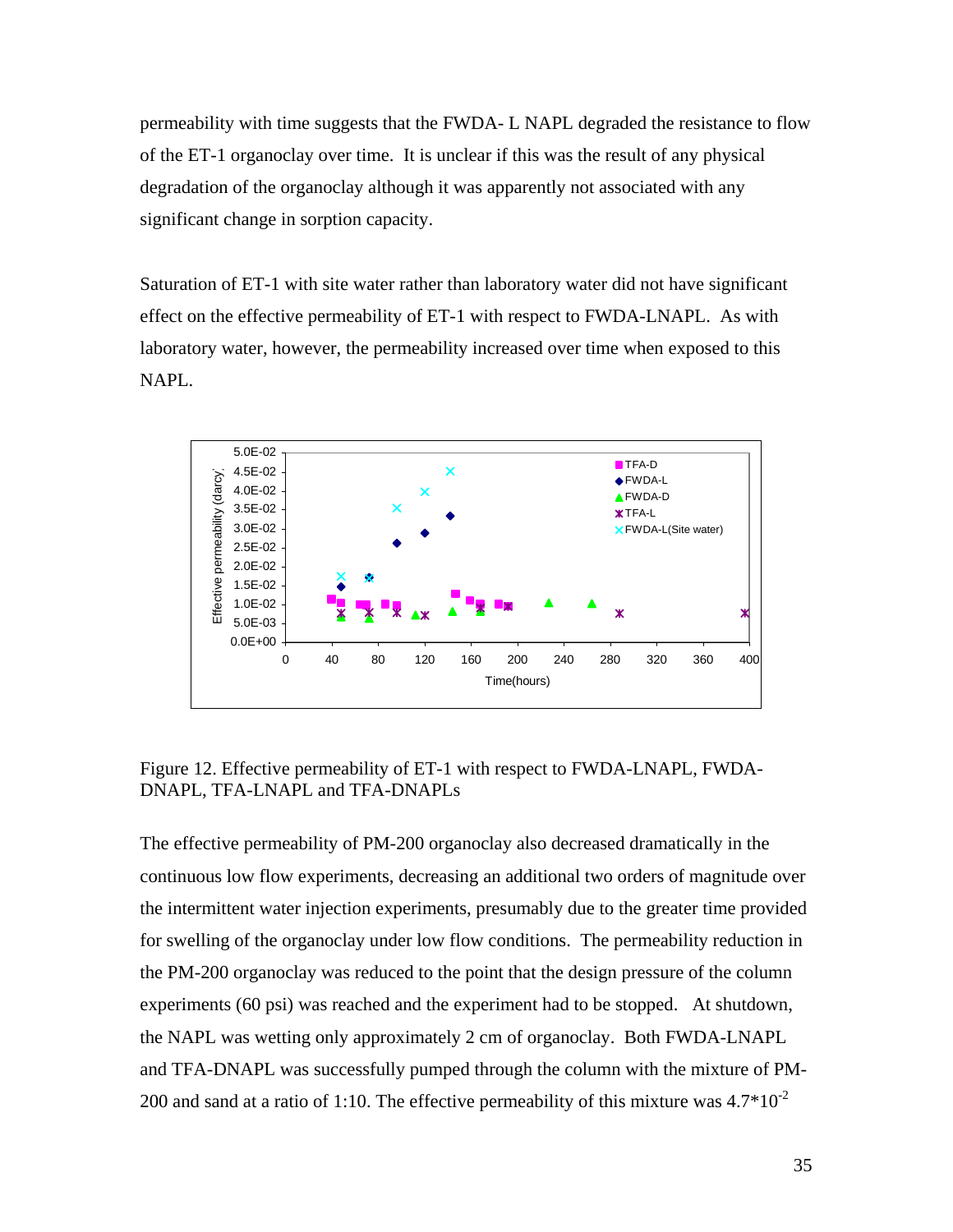permeability with time suggests that the FWDA- L NAPL degraded the resistance to flow of the ET-1 organoclay over time. It is unclear if this was the result of any physical degradation of the organoclay although it was apparently not associated with any significant change in sorption capacity.

Saturation of ET-1 with site water rather than laboratory water did not have significant effect on the effective permeability of ET-1 with respect to FWDA-LNAPL. As with laboratory water, however, the permeability increased over time when exposed to this NAPL.

Figure 12. Effective permeability of ET-1 with respect to FWDA-LNAPL, FWDA-DNAPL, TFA-LNAPL and TFA-DNAPLs

The effective permeability of PM-200 organoclay also decreased dramatically in the continuous low flow experiments, decreasing an additional two orders of magnitude over the intermittent water injection experiments, presumably due to the greater time provided for swelling of the organoclay under low flow conditions. The permeability reduction in the PM-200 organoclay was reduced to the point that the design pressure of the column experiments (60 psi) was reached and the experiment had to be stopped. At shutdown, the NAPL was wetting only approximately 2 cm of organoclay. Both FWDA-LNAPL and TFA-DNAPL was successfully pumped through the column with the mixture of PM-200 and sand at a ratio of 1:10. The effective permeability of this mixture was $4.7*10^{-2}$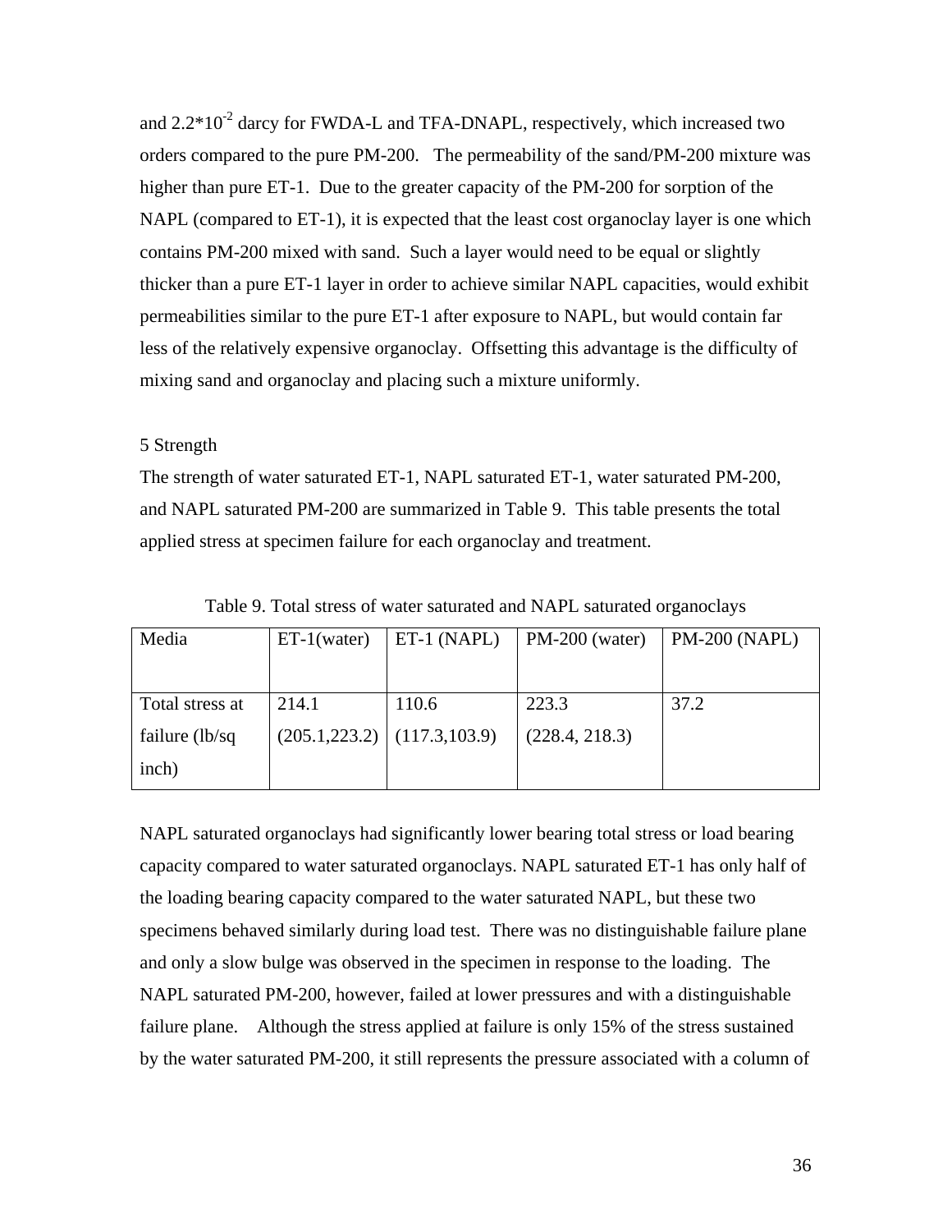and $2.2*10^{-2}$ darcy for FWDA-L and TFA-DNAPL, respectively, which increased two orders compared to the pure PM-200. The permeability of the sand/PM-200 mixture was higher than pure ET-1. Due to the greater capacity of the PM-200 for sorption of the NAPL (compared to ET-1), it is expected that the least cost organoclay layer is one which contains PM-200 mixed with sand. Such a layer would need to be equal or slightly thicker than a pure ET-1 layer in order to achieve similar NAPL capacities, would exhibit permeabilities similar to the pure ET-1 after exposure to NAPL, but would contain far less of the relatively expensive organoclay. Offsetting this advantage is the difficulty of mixing sand and organoclay and placing such a mixture uniformly.

## 5 Strength

The strength of water saturated ET-1, NAPL saturated ET-1, water saturated PM-200, and NAPL saturated PM-200 are summarized in Table 9. This table presents the total applied stress at specimen failure for each organoclay and treatment.

Table 9. Total stress of water saturated and NAPL saturated organoclays

| Media | ET-1(water) | ET-1 (NAPL) | PM-200 (water) | PM-200 (NAPL) |
|---|---|---|---|---|
| Total stress at failure (lb/sq inch) | 214.1 (205.1,223.2) | 110.6 (117.3,103.9) | 223.3 (228.4, 218.3) | 37.2 |

NAPL saturated organoclays had significantly lower bearing total stress or load bearing capacity compared to water saturated organoclays. NAPL saturated ET-1 has only half of the loading bearing capacity compared to the water saturated NAPL, but these two specimens behaved similarly during load test. There was no distinguishable failure plane and only a slow bulge was observed in the specimen in response to the loading. The NAPL saturated PM-200, however, failed at lower pressures and with a distinguishable failure plane. Although the stress applied at failure is only 15% of the stress sustained by the water saturated PM-200, it still represents the pressure associated with a column of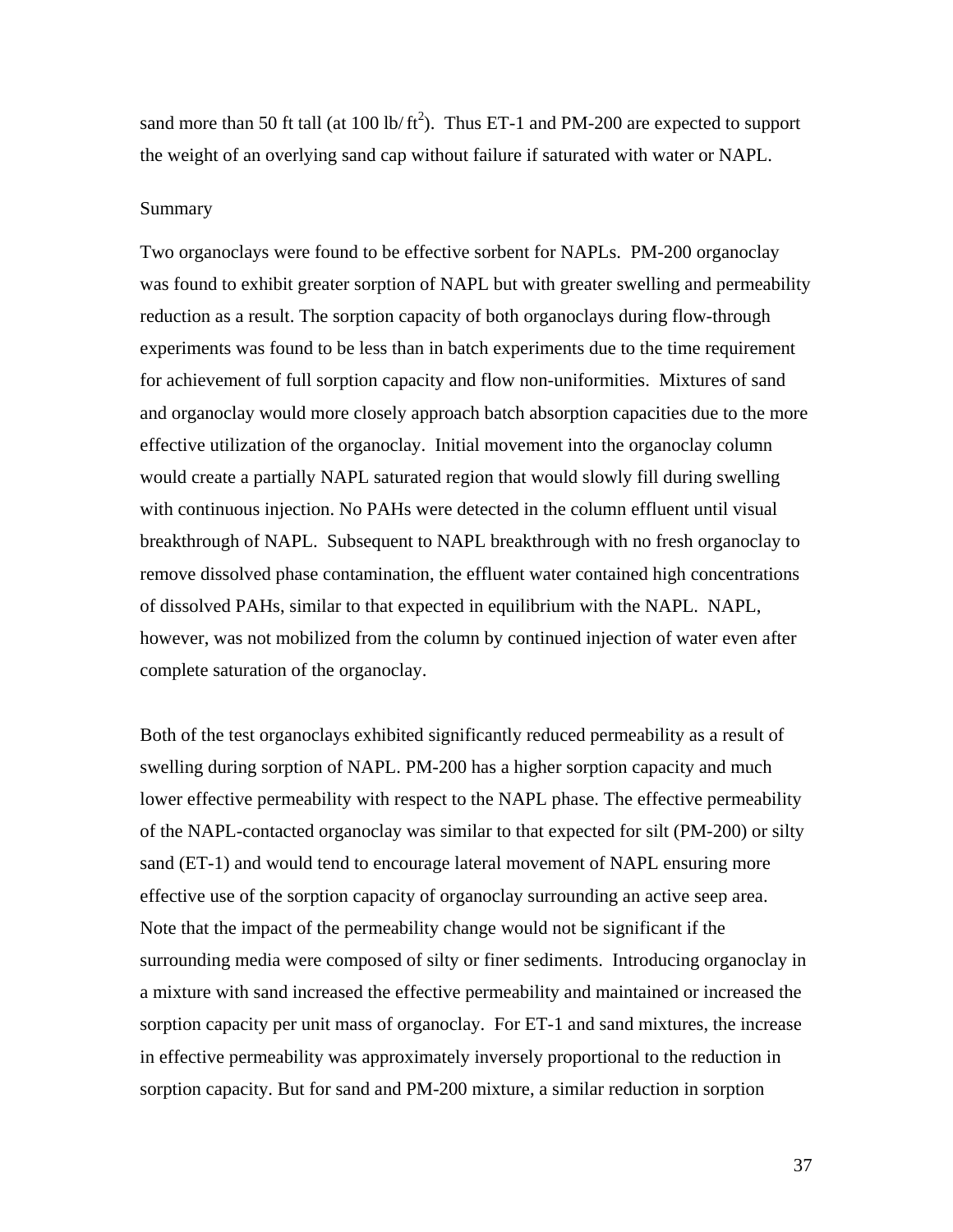sand more than 50 ft tall (at 100 lb/ $ft^2$). Thus ET-1 and PM-200 are expected to support the weight of an overlying sand cap without failure if saturated with water or NAPL.

## Summary

Two organoclays were found to be effective sorbent for NAPLs. PM-200 organoclay was found to exhibit greater sorption of NAPL but with greater swelling and permeability reduction as a result. The sorption capacity of both organoclays during flow-through experiments was found to be less than in batch experiments due to the time requirement for achievement of full sorption capacity and flow non-uniformities. Mixtures of sand and organoclay would more closely approach batch absorption capacities due to the more effective utilization of the organoclay. Initial movement into the organoclay column would create a partially NAPL saturated region that would slowly fill during swelling with continuous injection. No PAHs were detected in the column effluent until visual breakthrough of NAPL. Subsequent to NAPL breakthrough with no fresh organoclay to remove dissolved phase contamination, the effluent water contained high concentrations of dissolved PAHs, similar to that expected in equilibrium with the NAPL. NAPL, however, was not mobilized from the column by continued injection of water even after complete saturation of the organoclay.

Both of the test organoclays exhibited significantly reduced permeability as a result of swelling during sorption of NAPL. PM-200 has a higher sorption capacity and much lower effective permeability with respect to the NAPL phase. The effective permeability of the NAPL-contacted organoclay was similar to that expected for silt (PM-200) or silty sand (ET-1) and would tend to encourage lateral movement of NAPL ensuring more effective use of the sorption capacity of organoclay surrounding an active seep area. Note that the impact of the permeability change would not be significant if the surrounding media were composed of silty or finer sediments. Introducing organoclay in a mixture with sand increased the effective permeability and maintained or increased the sorption capacity per unit mass of organoclay. For ET-1 and sand mixtures, the increase in effective permeability was approximately inversely proportional to the reduction in sorption capacity. But for sand and PM-200 mixture, a similar reduction in sorption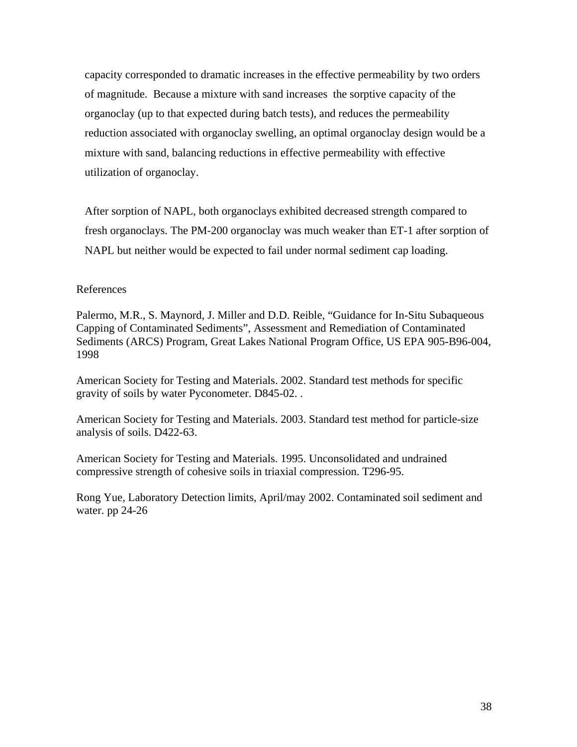capacity corresponded to dramatic increases in the effective permeability by two orders of magnitude. Because a mixture with sand increases the sorptive capacity of the organoclay (up to that expected during batch tests), and reduces the permeability reduction associated with organoclay swelling, an optimal organoclay design would be a mixture with sand, balancing reductions in effective permeability with effective utilization of organoclay.

After sorption of NAPL, both organoclays exhibited decreased strength compared to fresh organoclays. The PM-200 organoclay was much weaker than ET-1 after sorption of NAPL but neither would be expected to fail under normal sediment cap loading.

References

Palermo, M.R., S. Maynord, J. Miller and D.D. Reible, “Guidance for In-Situ Subaqueous Capping of Contaminated Sediments”, Assessment and Remediation of Contaminated Sediments (ARCS) Program, Great Lakes National Program Office, US EPA 905-B96-004, 1998

American Society for Testing and Materials. 2002. Standard test methods for specific gravity of soils by water Pyconometer. D845-02. .

American Society for Testing and Materials. 2003. Standard test method for particle-size analysis of soils. D422-63.

American Society for Testing and Materials. 1995. Unconsolidated and undrained compressive strength of cohesive soils in triaxial compression. T296-95.

Rong Yue, Laboratory Detection limits, April/may 2002. Contaminated soil sediment and water. pp 24-26